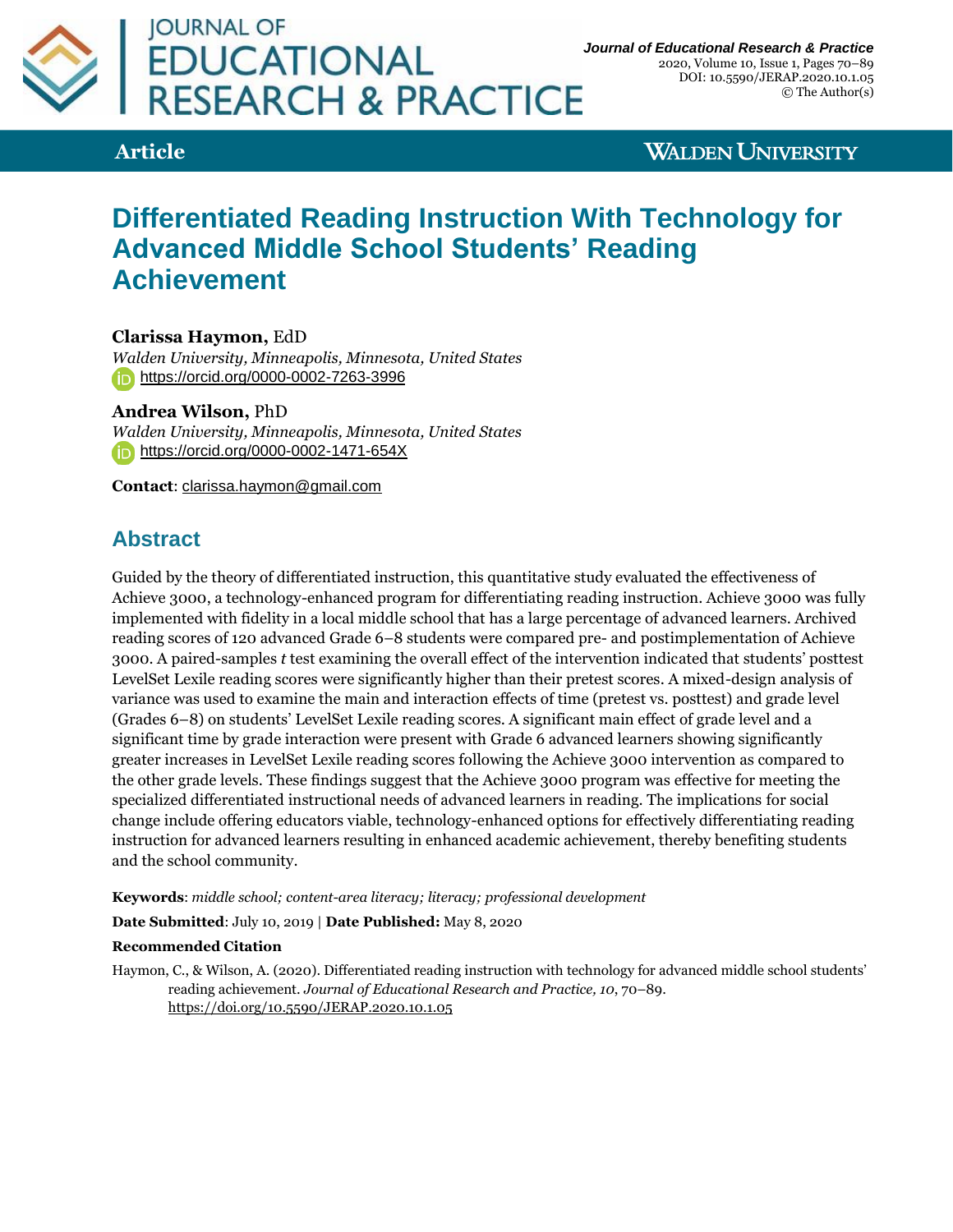# Differentiated Reading Instruction With Technology for Advanced Middle School Students' Reading Achievement

**Clarissa Haymon,** EdD

*Walden University, Minneapolis, Minnesota, United States*

https://orcid.org/0000-0002-7263-3996

**Andrea Wilson,** PhD

*Walden University, Minneapolis, Minnesota, United States*

https://orcid.org/0000-0002-1471-654X

**Contact**: clarissa.haymon@gmail.com

## Abstract

Guided by the theory of differentiated instruction, this quantitative study evaluated the effectiveness of Achieve 3000, a technology-enhanced program for differentiating reading instruction. Achieve 3000 was fully implemented with fidelity in a local middle school that has a large percentage of advanced learners. Archived reading scores of 120 advanced Grade 6–8 students were compared pre- and postimplementation of Achieve 3000. A paired-samples *t* test examining the overall effect of the intervention indicated that students' posttest LevelSet Lexile reading scores were significantly higher than their pretest scores. A mixed-design analysis of variance was used to examine the main and interaction effects of time (pretest vs. posttest) and grade level (Grades 6–8) on students' LevelSet Lexile reading scores. A significant main effect of grade level and a significant time by grade interaction were present with Grade 6 advanced learners showing significantly greater increases in LevelSet Lexile reading scores following the Achieve 3000 intervention as compared to the other grade levels. These findings suggest that the Achieve 3000 program was effective for meeting the specialized differentiated instructional needs of advanced learners in reading. The implications for social change include offering educators viable, technology-enhanced options for effectively differentiating reading instruction for advanced learners resulting in enhanced academic achievement, thereby benefiting students and the school community.

**Keywords**: *middle school; content-area literacy; literacy; professional development*

**Date Submitted**: July 10, 2019 | **Date Published:** May 8, 2020

**Recommended Citation**

Haymon, C., & Wilson, A. (2020). Differentiated reading instruction with technology for advanced middle school students' reading achievement. *Journal of Educational Research and Practice, 10*, 70–89. https://doi.org/10.5590/JERAP.2020.10.1.05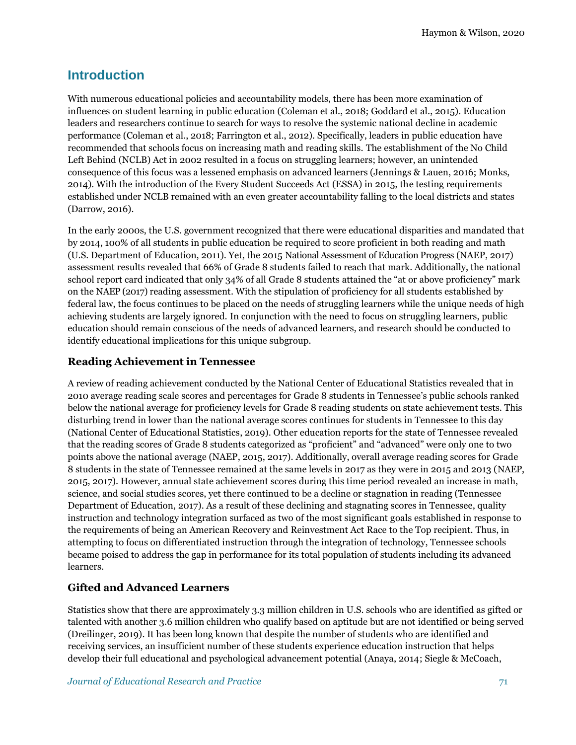## Introduction

With numerous educational policies and accountability models, there has been more examination of influences on student learning in public education (Coleman et al., 2018; Goddard et al., 2015). Education leaders and researchers continue to search for ways to resolve the systemic national decline in academic performance (Coleman et al., 2018; Farrington et al., 2012). Specifically, leaders in public education have recommended that schools focus on increasing math and reading skills. The establishment of the No Child Left Behind (NCLB) Act in 2002 resulted in a focus on struggling learners; however, an unintended consequence of this focus was a lessened emphasis on advanced learners (Jennings & Lauen, 2016; Monks, 2014). With the introduction of the Every Student Succeeds Act (ESSA) in 2015, the testing requirements established under NCLB remained with an even greater accountability falling to the local districts and states (Darrow, 2016).

In the early 2000s, the U.S. government recognized that there were educational disparities and mandated that by 2014, 100% of all students in public education be required to score proficient in both reading and math (U.S. Department of Education, 2011). Yet, the 2015 National Assessment of Education Progress (NAEP, 2017) assessment results revealed that 66% of Grade 8 students failed to reach that mark. Additionally, the national school report card indicated that only 34% of all Grade 8 students attained the "at or above proficiency" mark on the NAEP (2017) reading assessment. With the stipulation of proficiency for all students established by federal law, the focus continues to be placed on the needs of struggling learners while the unique needs of high achieving students are largely ignored. In conjunction with the need to focus on struggling learners, public education should remain conscious of the needs of advanced learners, and research should be conducted to identify educational implications for this unique subgroup.

### Reading Achievement in Tennessee

A review of reading achievement conducted by the National Center of Educational Statistics revealed that in 2010 average reading scale scores and percentages for Grade 8 students in Tennessee's public schools ranked below the national average for proficiency levels for Grade 8 reading students on state achievement tests. This disturbing trend in lower than the national average scores continues for students in Tennessee to this day (National Center of Educational Statistics, 2019). Other education reports for the state of Tennessee revealed that the reading scores of Grade 8 students categorized as "proficient" and "advanced" were only one to two points above the national average (NAEP, 2015, 2017). Additionally, overall average reading scores for Grade 8 students in the state of Tennessee remained at the same levels in 2017 as they were in 2015 and 2013 (NAEP, 2015, 2017). However, annual state achievement scores during this time period revealed an increase in math, science, and social studies scores, yet there continued to be a decline or stagnation in reading (Tennessee Department of Education, 2017). As a result of these declining and stagnating scores in Tennessee, quality instruction and technology integration surfaced as two of the most significant goals established in response to the requirements of being an American Recovery and Reinvestment Act Race to the Top recipient. Thus, in attempting to focus on differentiated instruction through the integration of technology, Tennessee schools became poised to address the gap in performance for its total population of students including its advanced learners.

### Gifted and Advanced Learners

Statistics show that there are approximately 3.3 million children in U.S. schools who are identified as gifted or talented with another 3.6 million children who qualify based on aptitude but are not identified or being served (Dreilinger, 2019). It has been long known that despite the number of students who are identified and receiving services, an insufficient number of these students experience education instruction that helps develop their full educational and psychological advancement potential (Anaya, 2014; Siegle & McCoach,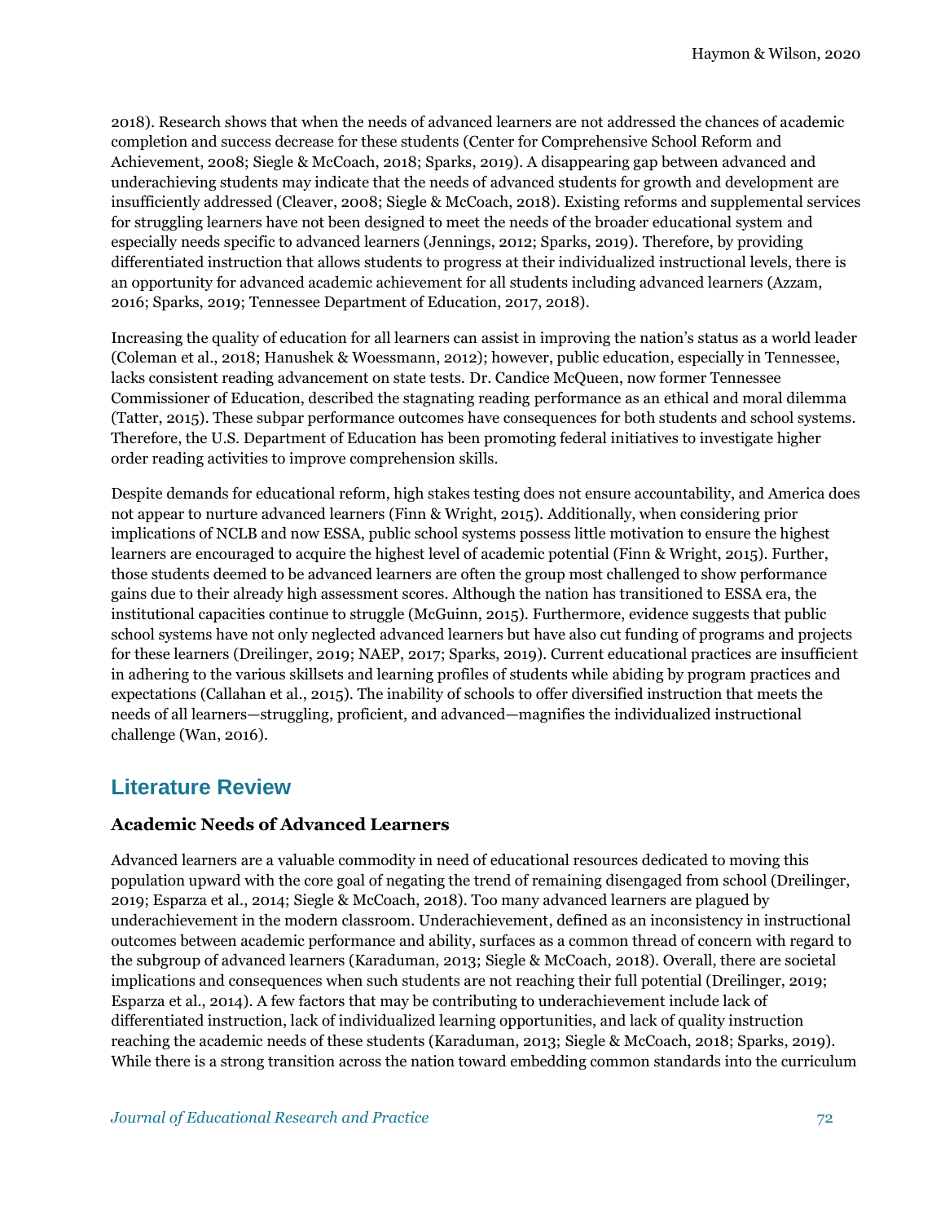2018). Research shows that when the needs of advanced learners are not addressed the chances of academic completion and success decrease for these students (Center for Comprehensive School Reform and Achievement, 2008; Siegle & McCoach, 2018; Sparks, 2019). A disappearing gap between advanced and underachieving students may indicate that the needs of advanced students for growth and development are insufficiently addressed (Cleaver, 2008; Siegle & McCoach, 2018). Existing reforms and supplemental services for struggling learners have not been designed to meet the needs of the broader educational system and especially needs specific to advanced learners (Jennings, 2012; Sparks, 2019). Therefore, by providing differentiated instruction that allows students to progress at their individualized instructional levels, there is an opportunity for advanced academic achievement for all students including advanced learners (Azzam, 2016; Sparks, 2019; Tennessee Department of Education, 2017, 2018).

Increasing the quality of education for all learners can assist in improving the nation's status as a world leader (Coleman et al., 2018; Hanushek & Woessmann, 2012); however, public education, especially in Tennessee, lacks consistent reading advancement on state tests. Dr. Candice McQueen, now former Tennessee Commissioner of Education, described the stagnating reading performance as an ethical and moral dilemma (Tatter, 2015). These subpar performance outcomes have consequences for both students and school systems. Therefore, the U.S. Department of Education has been promoting federal initiatives to investigate higher order reading activities to improve comprehension skills.

Despite demands for educational reform, high stakes testing does not ensure accountability, and America does not appear to nurture advanced learners (Finn & Wright, 2015). Additionally, when considering prior implications of NCLB and now ESSA, public school systems possess little motivation to ensure the highest learners are encouraged to acquire the highest level of academic potential (Finn & Wright, 2015). Further, those students deemed to be advanced learners are often the group most challenged to show performance gains due to their already high assessment scores. Although the nation has transitioned to ESSA era, the institutional capacities continue to struggle (McGuinn, 2015). Furthermore, evidence suggests that public school systems have not only neglected advanced learners but have also cut funding of programs and projects for these learners (Dreilinger, 2019; NAEP, 2017; Sparks, 2019). Current educational practices are insufficient in adhering to the various skillsets and learning profiles of students while abiding by program practices and expectations (Callahan et al., 2015). The inability of schools to offer diversified instruction that meets the needs of all learners—struggling, proficient, and advanced—magnifies the individualized instructional challenge (Wan, 2016).

## Literature Review

### Academic Needs of Advanced Learners

Advanced learners are a valuable commodity in need of educational resources dedicated to moving this population upward with the core goal of negating the trend of remaining disengaged from school (Dreilinger, 2019; Esparza et al., 2014; Siegle & McCoach, 2018). Too many advanced learners are plagued by underachievement in the modern classroom. Underachievement, defined as an inconsistency in instructional outcomes between academic performance and ability, surfaces as a common thread of concern with regard to the subgroup of advanced learners (Karaduman, 2013; Siegle & McCoach, 2018). Overall, there are societal implications and consequences when such students are not reaching their full potential (Dreilinger, 2019; Esparza et al., 2014). A few factors that may be contributing to underachievement include lack of differentiated instruction, lack of individualized learning opportunities, and lack of quality instruction reaching the academic needs of these students (Karaduman, 2013; Siegle & McCoach, 2018; Sparks, 2019). While there is a strong transition across the nation toward embedding common standards into the curriculum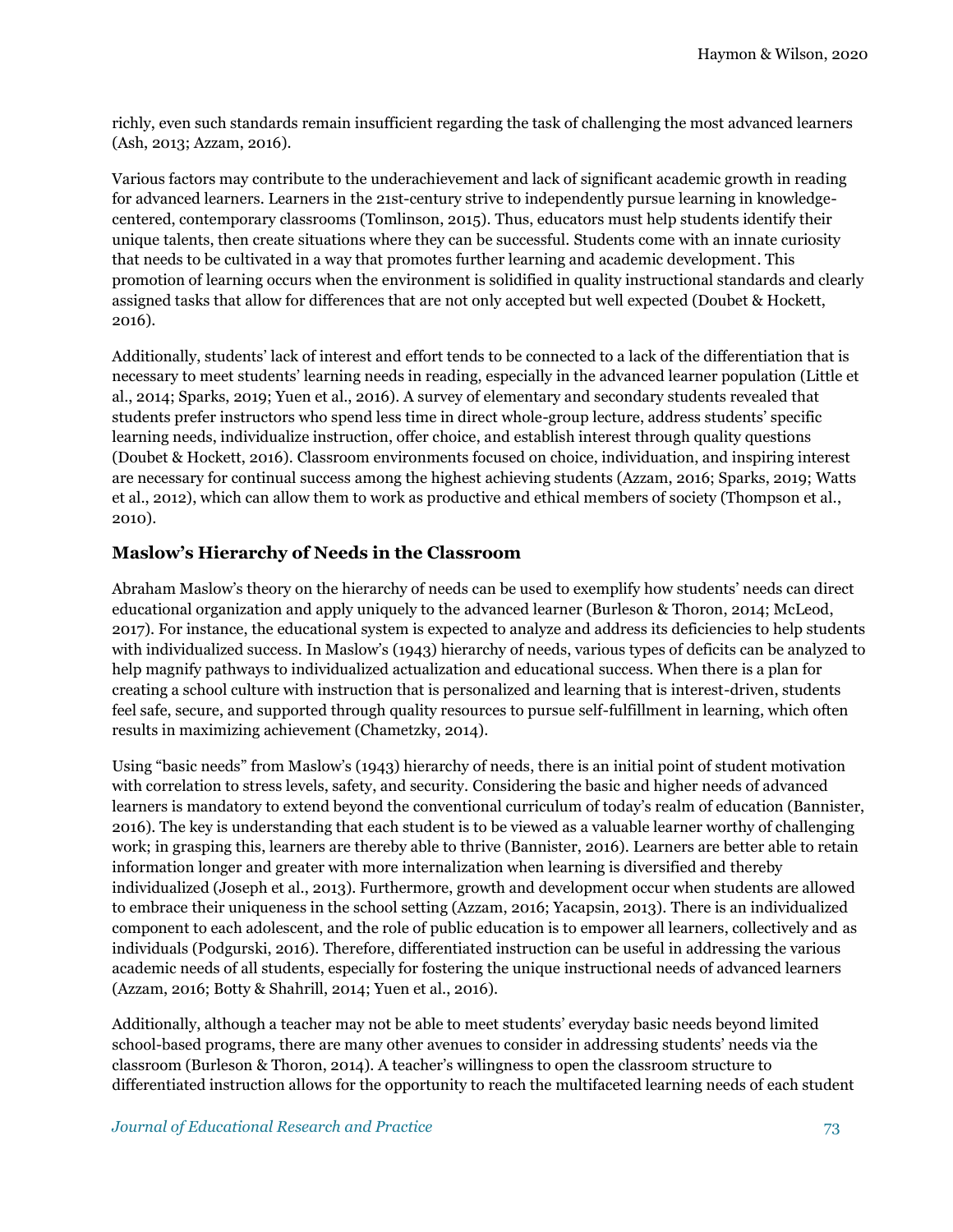richly, even such standards remain insufficient regarding the task of challenging the most advanced learners (Ash, 2013; Azzam, 2016).

Various factors may contribute to the underachievement and lack of significant academic growth in reading for advanced learners. Learners in the 21st-century strive to independently pursue learning in knowledge-centered, contemporary classrooms (Tomlinson, 2015). Thus, educators must help students identify their unique talents, then create situations where they can be successful. Students come with an innate curiosity that needs to be cultivated in a way that promotes further learning and academic development. This promotion of learning occurs when the environment is solidified in quality instructional standards and clearly assigned tasks that allow for differences that are not only accepted but well expected (Doubet & Hockett, 2016).

Additionally, students' lack of interest and effort tends to be connected to a lack of the differentiation that is necessary to meet students' learning needs in reading, especially in the advanced learner population (Little et al., 2014; Sparks, 2019; Yuen et al., 2016). A survey of elementary and secondary students revealed that students prefer instructors who spend less time in direct whole-group lecture, address students' specific learning needs, individualize instruction, offer choice, and establish interest through quality questions (Doubet & Hockett, 2016). Classroom environments focused on choice, individuation, and inspiring interest are necessary for continual success among the highest achieving students (Azzam, 2016; Sparks, 2019; Watts et al., 2012), which can allow them to work as productive and ethical members of society (Thompson et al., 2010).

## Maslow's Hierarchy of Needs in the Classroom

Abraham Maslow's theory on the hierarchy of needs can be used to exemplify how students' needs can direct educational organization and apply uniquely to the advanced learner (Burleson & Thoron, 2014; McLeod, 2017). For instance, the educational system is expected to analyze and address its deficiencies to help students with individualized success. In Maslow's (1943) hierarchy of needs, various types of deficits can be analyzed to help magnify pathways to individualized actualization and educational success. When there is a plan for creating a school culture with instruction that is personalized and learning that is interest-driven, students feel safe, secure, and supported through quality resources to pursue self-fulfillment in learning, which often results in maximizing achievement (Chametzky, 2014).

Using "basic needs" from Maslow's (1943) hierarchy of needs, there is an initial point of student motivation with correlation to stress levels, safety, and security. Considering the basic and higher needs of advanced learners is mandatory to extend beyond the conventional curriculum of today's realm of education (Bannister, 2016). The key is understanding that each student is to be viewed as a valuable learner worthy of challenging work; in grasping this, learners are thereby able to thrive (Bannister, 2016). Learners are better able to retain information longer and greater with more internalization when learning is diversified and thereby individualized (Joseph et al., 2013). Furthermore, growth and development occur when students are allowed to embrace their uniqueness in the school setting (Azzam, 2016; Yacapsin, 2013). There is an individualized component to each adolescent, and the role of public education is to empower all learners, collectively and as individuals (Podgurski, 2016). Therefore, differentiated instruction can be useful in addressing the various academic needs of all students, especially for fostering the unique instructional needs of advanced learners (Azzam, 2016; Botty & Shahrill, 2014; Yuen et al., 2016).

Additionally, although a teacher may not be able to meet students' everyday basic needs beyond limited school-based programs, there are many other avenues to consider in addressing students' needs via the classroom (Burleson & Thoron, 2014). A teacher's willingness to open the classroom structure to differentiated instruction allows for the opportunity to reach the multifaceted learning needs of each student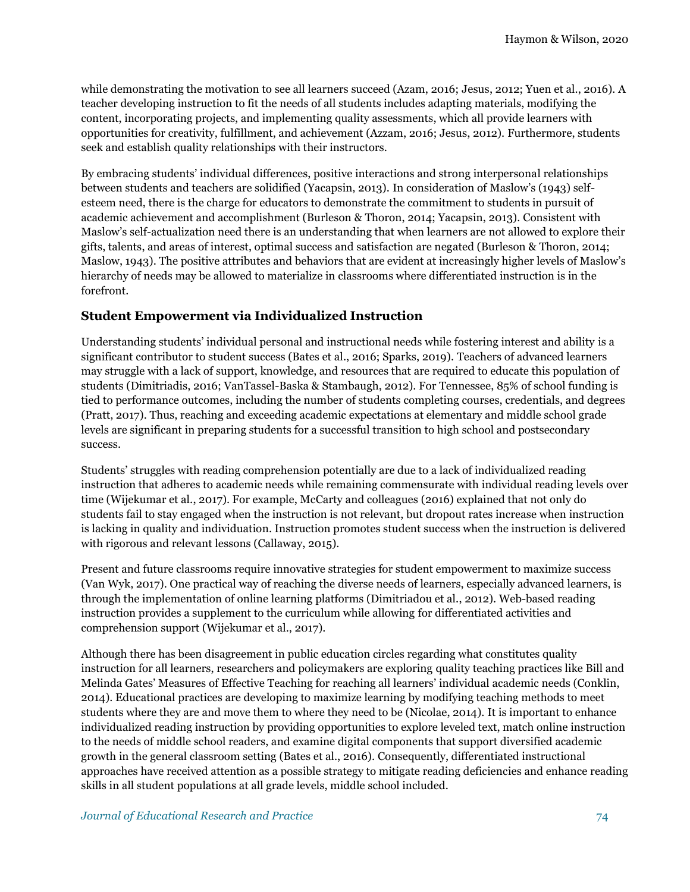while demonstrating the motivation to see all learners succeed (Azam, 2016; Jesus, 2012; Yuen et al., 2016). A teacher developing instruction to fit the needs of all students includes adapting materials, modifying the content, incorporating projects, and implementing quality assessments, which all provide learners with opportunities for creativity, fulfillment, and achievement (Azzam, 2016; Jesus, 2012). Furthermore, students seek and establish quality relationships with their instructors.

By embracing students' individual differences, positive interactions and strong interpersonal relationships between students and teachers are solidified (Yacapsin, 2013). In consideration of Maslow's (1943) self-esteem need, there is the charge for educators to demonstrate the commitment to students in pursuit of academic achievement and accomplishment (Burleson & Thoron, 2014; Yacapsin, 2013). Consistent with Maslow's self-actualization need there is an understanding that when learners are not allowed to explore their gifts, talents, and areas of interest, optimal success and satisfaction are negated (Burleson & Thoron, 2014; Maslow, 1943). The positive attributes and behaviors that are evident at increasingly higher levels of Maslow's hierarchy of needs may be allowed to materialize in classrooms where differentiated instruction is in the forefront.

### Student Empowerment via Individualized Instruction

Understanding students' individual personal and instructional needs while fostering interest and ability is a significant contributor to student success (Bates et al., 2016; Sparks, 2019). Teachers of advanced learners may struggle with a lack of support, knowledge, and resources that are required to educate this population of students (Dimitriadis, 2016; VanTassel-Baska & Stambaugh, 2012). For Tennessee, 85% of school funding is tied to performance outcomes, including the number of students completing courses, credentials, and degrees (Pratt, 2017). Thus, reaching and exceeding academic expectations at elementary and middle school grade levels are significant in preparing students for a successful transition to high school and postsecondary success.

Students' struggles with reading comprehension potentially are due to a lack of individualized reading instruction that adheres to academic needs while remaining commensurate with individual reading levels over time (Wijekumar et al., 2017). For example, McCarty and colleagues (2016) explained that not only do students fail to stay engaged when the instruction is not relevant, but dropout rates increase when instruction is lacking in quality and individuation. Instruction promotes student success when the instruction is delivered with rigorous and relevant lessons (Callaway, 2015).

Present and future classrooms require innovative strategies for student empowerment to maximize success (Van Wyk, 2017). One practical way of reaching the diverse needs of learners, especially advanced learners, is through the implementation of online learning platforms (Dimitriadou et al., 2012). Web-based reading instruction provides a supplement to the curriculum while allowing for differentiated activities and comprehension support (Wijekumar et al., 2017).

Although there has been disagreement in public education circles regarding what constitutes quality instruction for all learners, researchers and policymakers are exploring quality teaching practices like Bill and Melinda Gates' Measures of Effective Teaching for reaching all learners' individual academic needs (Conklin, 2014). Educational practices are developing to maximize learning by modifying teaching methods to meet students where they are and move them to where they need to be (Nicolae, 2014). It is important to enhance individualized reading instruction by providing opportunities to explore leveled text, match online instruction to the needs of middle school readers, and examine digital components that support diversified academic growth in the general classroom setting (Bates et al., 2016). Consequently, differentiated instructional approaches have received attention as a possible strategy to mitigate reading deficiencies and enhance reading skills in all student populations at all grade levels, middle school included.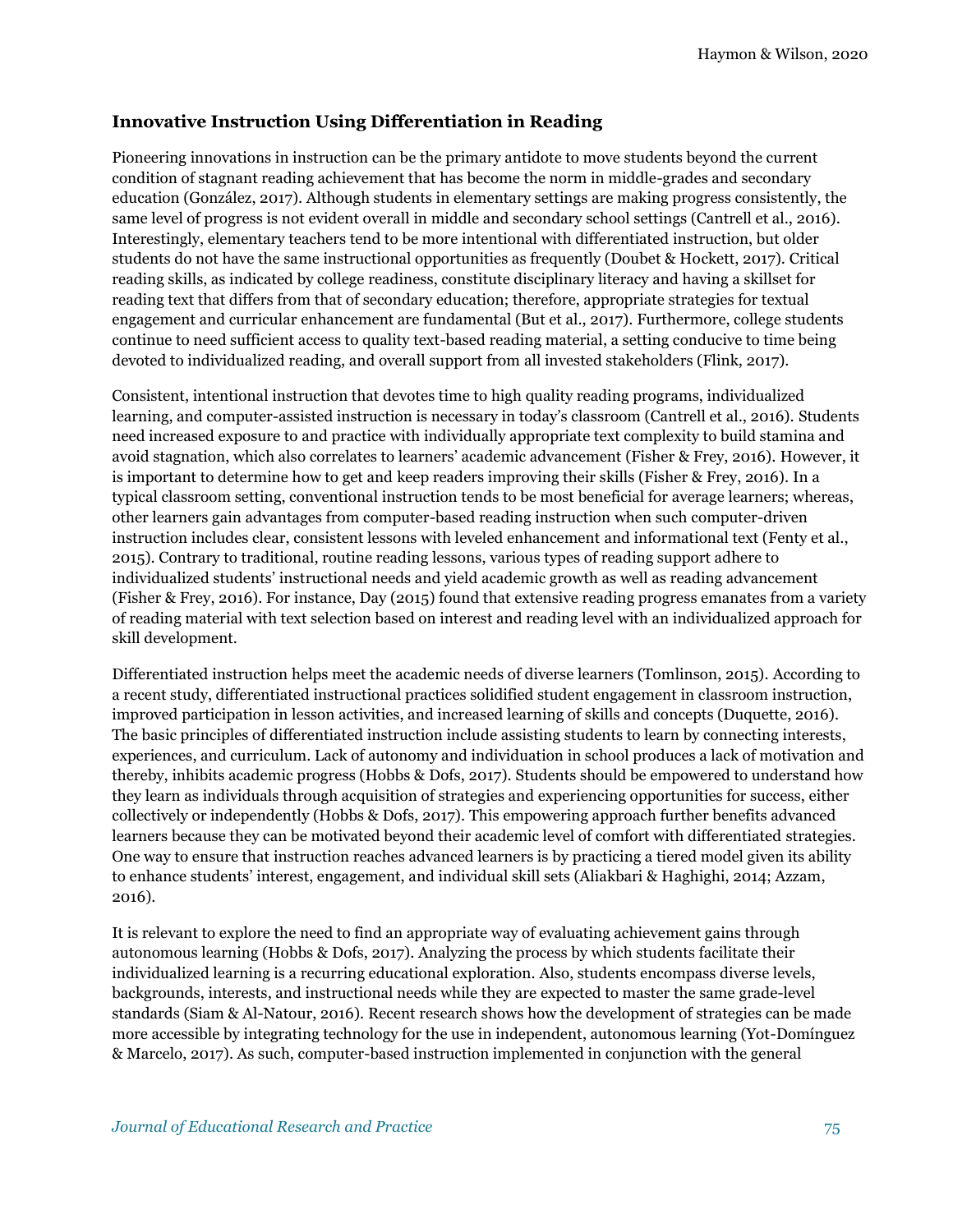### Innovative Instruction Using Differentiation in Reading

Pioneering innovations in instruction can be the primary antidote to move students beyond the current condition of stagnant reading achievement that has become the norm in middle-grades and secondary education (González, 2017). Although students in elementary settings are making progress consistently, the same level of progress is not evident overall in middle and secondary school settings (Cantrell et al., 2016). Interestingly, elementary teachers tend to be more intentional with differentiated instruction, but older students do not have the same instructional opportunities as frequently (Doubet & Hockett, 2017). Critical reading skills, as indicated by college readiness, constitute disciplinary literacy and having a skillset for reading text that differs from that of secondary education; therefore, appropriate strategies for textual engagement and curricular enhancement are fundamental (But et al., 2017). Furthermore, college students continue to need sufficient access to quality text-based reading material, a setting conducive to time being devoted to individualized reading, and overall support from all invested stakeholders (Flink, 2017).

Consistent, intentional instruction that devotes time to high quality reading programs, individualized learning, and computer-assisted instruction is necessary in today's classroom (Cantrell et al., 2016). Students need increased exposure to and practice with individually appropriate text complexity to build stamina and avoid stagnation, which also correlates to learners' academic advancement (Fisher & Frey, 2016). However, it is important to determine how to get and keep readers improving their skills (Fisher & Frey, 2016). In a typical classroom setting, conventional instruction tends to be most beneficial for average learners; whereas, other learners gain advantages from computer-based reading instruction when such computer-driven instruction includes clear, consistent lessons with leveled enhancement and informational text (Fenty et al., 2015). Contrary to traditional, routine reading lessons, various types of reading support adhere to individualized students' instructional needs and yield academic growth as well as reading advancement (Fisher & Frey, 2016). For instance, Day (2015) found that extensive reading progress emanates from a variety of reading material with text selection based on interest and reading level with an individualized approach for skill development.

Differentiated instruction helps meet the academic needs of diverse learners (Tomlinson, 2015). According to a recent study, differentiated instructional practices solidified student engagement in classroom instruction, improved participation in lesson activities, and increased learning of skills and concepts (Duquette, 2016). The basic principles of differentiated instruction include assisting students to learn by connecting interests, experiences, and curriculum. Lack of autonomy and individuation in school produces a lack of motivation and thereby, inhibits academic progress (Hobbs & Dofs, 2017). Students should be empowered to understand how they learn as individuals through acquisition of strategies and experiencing opportunities for success, either collectively or independently (Hobbs & Dofs, 2017). This empowering approach further benefits advanced learners because they can be motivated beyond their academic level of comfort with differentiated strategies. One way to ensure that instruction reaches advanced learners is by practicing a tiered model given its ability to enhance students' interest, engagement, and individual skill sets (Aliakbari & Haghighi, 2014; Azzam, 2016).

It is relevant to explore the need to find an appropriate way of evaluating achievement gains through autonomous learning (Hobbs & Dofs, 2017). Analyzing the process by which students facilitate their individualized learning is a recurring educational exploration. Also, students encompass diverse levels, backgrounds, interests, and instructional needs while they are expected to master the same grade-level standards (Siam & Al-Natour, 2016). Recent research shows how the development of strategies can be made more accessible by integrating technology for the use in independent, autonomous learning (Yot-Domínguez & Marcelo, 2017). As such, computer-based instruction implemented in conjunction with the general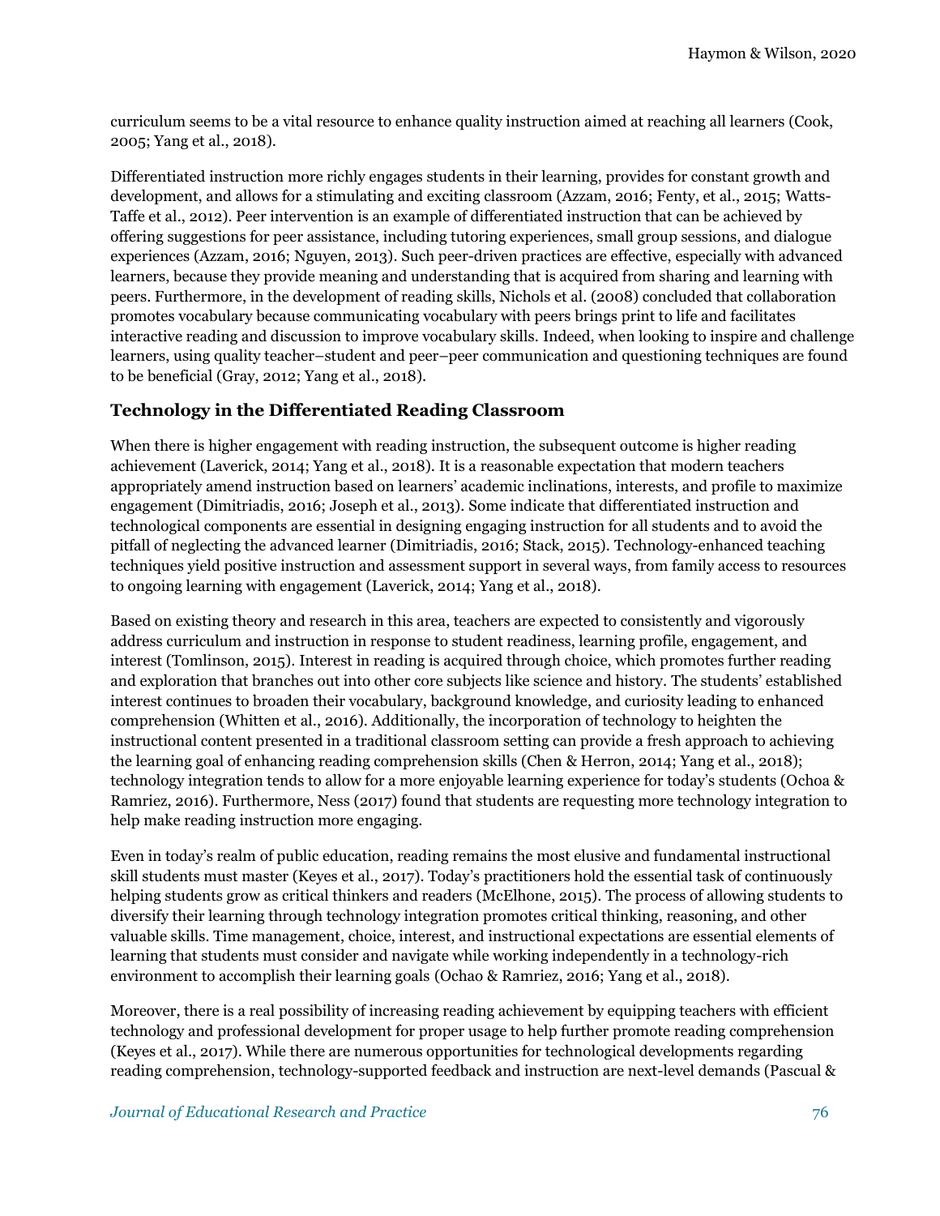curriculum seems to be a vital resource to enhance quality instruction aimed at reaching all learners (Cook, 2005; Yang et al., 2018).

Differentiated instruction more richly engages students in their learning, provides for constant growth and development, and allows for a stimulating and exciting classroom (Azzam, 2016; Fenty, et al., 2015; Watts-Taffe et al., 2012). Peer intervention is an example of differentiated instruction that can be achieved by offering suggestions for peer assistance, including tutoring experiences, small group sessions, and dialogue experiences (Azzam, 2016; Nguyen, 2013). Such peer-driven practices are effective, especially with advanced learners, because they provide meaning and understanding that is acquired from sharing and learning with peers. Furthermore, in the development of reading skills, Nichols et al. (2008) concluded that collaboration promotes vocabulary because communicating vocabulary with peers brings print to life and facilitates interactive reading and discussion to improve vocabulary skills. Indeed, when looking to inspire and challenge learners, using quality teacher–student and peer–peer communication and questioning techniques are found to be beneficial (Gray, 2012; Yang et al., 2018).

## Technology in the Differentiated Reading Classroom

When there is higher engagement with reading instruction, the subsequent outcome is higher reading achievement (Laverick, 2014; Yang et al., 2018). It is a reasonable expectation that modern teachers appropriately amend instruction based on learners' academic inclinations, interests, and profile to maximize engagement (Dimitriadis, 2016; Joseph et al., 2013). Some indicate that differentiated instruction and technological components are essential in designing engaging instruction for all students and to avoid the pitfall of neglecting the advanced learner (Dimitriadis, 2016; Stack, 2015). Technology-enhanced teaching techniques yield positive instruction and assessment support in several ways, from family access to resources to ongoing learning with engagement (Laverick, 2014; Yang et al., 2018).

Based on existing theory and research in this area, teachers are expected to consistently and vigorously address curriculum and instruction in response to student readiness, learning profile, engagement, and interest (Tomlinson, 2015). Interest in reading is acquired through choice, which promotes further reading and exploration that branches out into other core subjects like science and history. The students' established interest continues to broaden their vocabulary, background knowledge, and curiosity leading to enhanced comprehension (Whitten et al., 2016). Additionally, the incorporation of technology to heighten the instructional content presented in a traditional classroom setting can provide a fresh approach to achieving the learning goal of enhancing reading comprehension skills (Chen & Herron, 2014; Yang et al., 2018); technology integration tends to allow for a more enjoyable learning experience for today's students (Ochoa & Ramriez, 2016). Furthermore, Ness (2017) found that students are requesting more technology integration to help make reading instruction more engaging.

Even in today's realm of public education, reading remains the most elusive and fundamental instructional skill students must master (Keyes et al., 2017). Today's practitioners hold the essential task of continuously helping students grow as critical thinkers and readers (McElhone, 2015). The process of allowing students to diversify their learning through technology integration promotes critical thinking, reasoning, and other valuable skills. Time management, choice, interest, and instructional expectations are essential elements of learning that students must consider and navigate while working independently in a technology-rich environment to accomplish their learning goals (Ochao & Ramriez, 2016; Yang et al., 2018).

Moreover, there is a real possibility of increasing reading achievement by equipping teachers with efficient technology and professional development for proper usage to help further promote reading comprehension (Keyes et al., 2017). While there are numerous opportunities for technological developments regarding reading comprehension, technology-supported feedback and instruction are next-level demands (Pascual &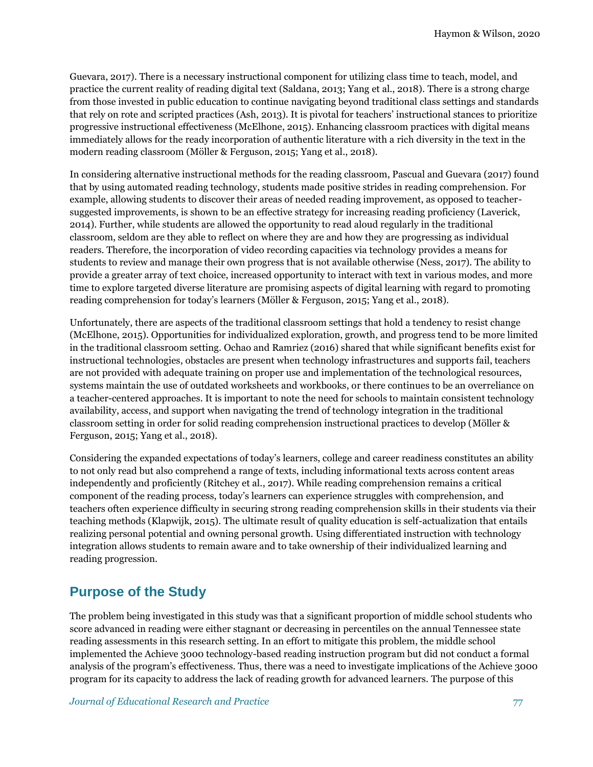Guevara, 2017). There is a necessary instructional component for utilizing class time to teach, model, and practice the current reality of reading digital text (Saldana, 2013; Yang et al., 2018). There is a strong charge from those invested in public education to continue navigating beyond traditional class settings and standards that rely on rote and scripted practices (Ash, 2013). It is pivotal for teachers' instructional stances to prioritize progressive instructional effectiveness (McElhone, 2015). Enhancing classroom practices with digital means immediately allows for the ready incorporation of authentic literature with a rich diversity in the text in the modern reading classroom (Möller & Ferguson, 2015; Yang et al., 2018).

In considering alternative instructional methods for the reading classroom, Pascual and Guevara (2017) found that by using automated reading technology, students made positive strides in reading comprehension. For example, allowing students to discover their areas of needed reading improvement, as opposed to teacher-suggested improvements, is shown to be an effective strategy for increasing reading proficiency (Laverick, 2014). Further, while students are allowed the opportunity to read aloud regularly in the traditional classroom, seldom are they able to reflect on where they are and how they are progressing as individual readers. Therefore, the incorporation of video recording capacities via technology provides a means for students to review and manage their own progress that is not available otherwise (Ness, 2017). The ability to provide a greater array of text choice, increased opportunity to interact with text in various modes, and more time to explore targeted diverse literature are promising aspects of digital learning with regard to promoting reading comprehension for today's learners (Möller & Ferguson, 2015; Yang et al., 2018).

Unfortunately, there are aspects of the traditional classroom settings that hold a tendency to resist change (McElhone, 2015). Opportunities for individualized exploration, growth, and progress tend to be more limited in the traditional classroom setting. Ochao and Ramriez (2016) shared that while significant benefits exist for instructional technologies, obstacles are present when technology infrastructures and supports fail, teachers are not provided with adequate training on proper use and implementation of the technological resources, systems maintain the use of outdated worksheets and workbooks, or there continues to be an overreliance on a teacher-centered approaches. It is important to note the need for schools to maintain consistent technology availability, access, and support when navigating the trend of technology integration in the traditional classroom setting in order for solid reading comprehension instructional practices to develop (Möller & Ferguson, 2015; Yang et al., 2018).

Considering the expanded expectations of today's learners, college and career readiness constitutes an ability to not only read but also comprehend a range of texts, including informational texts across content areas independently and proficiently (Ritchey et al., 2017). While reading comprehension remains a critical component of the reading process, today's learners can experience struggles with comprehension, and teachers often experience difficulty in securing strong reading comprehension skills in their students via their teaching methods (Klapwijk, 2015). The ultimate result of quality education is self-actualization that entails realizing personal potential and owning personal growth. Using differentiated instruction with technology integration allows students to remain aware and to take ownership of their individualized learning and reading progression.

## Purpose of the Study

The problem being investigated in this study was that a significant proportion of middle school students who score advanced in reading were either stagnant or decreasing in percentiles on the annual Tennessee state reading assessments in this research setting. In an effort to mitigate this problem, the middle school implemented the Achieve 3000 technology-based reading instruction program but did not conduct a formal analysis of the program's effectiveness. Thus, there was a need to investigate implications of the Achieve 3000 program for its capacity to address the lack of reading growth for advanced learners. The purpose of this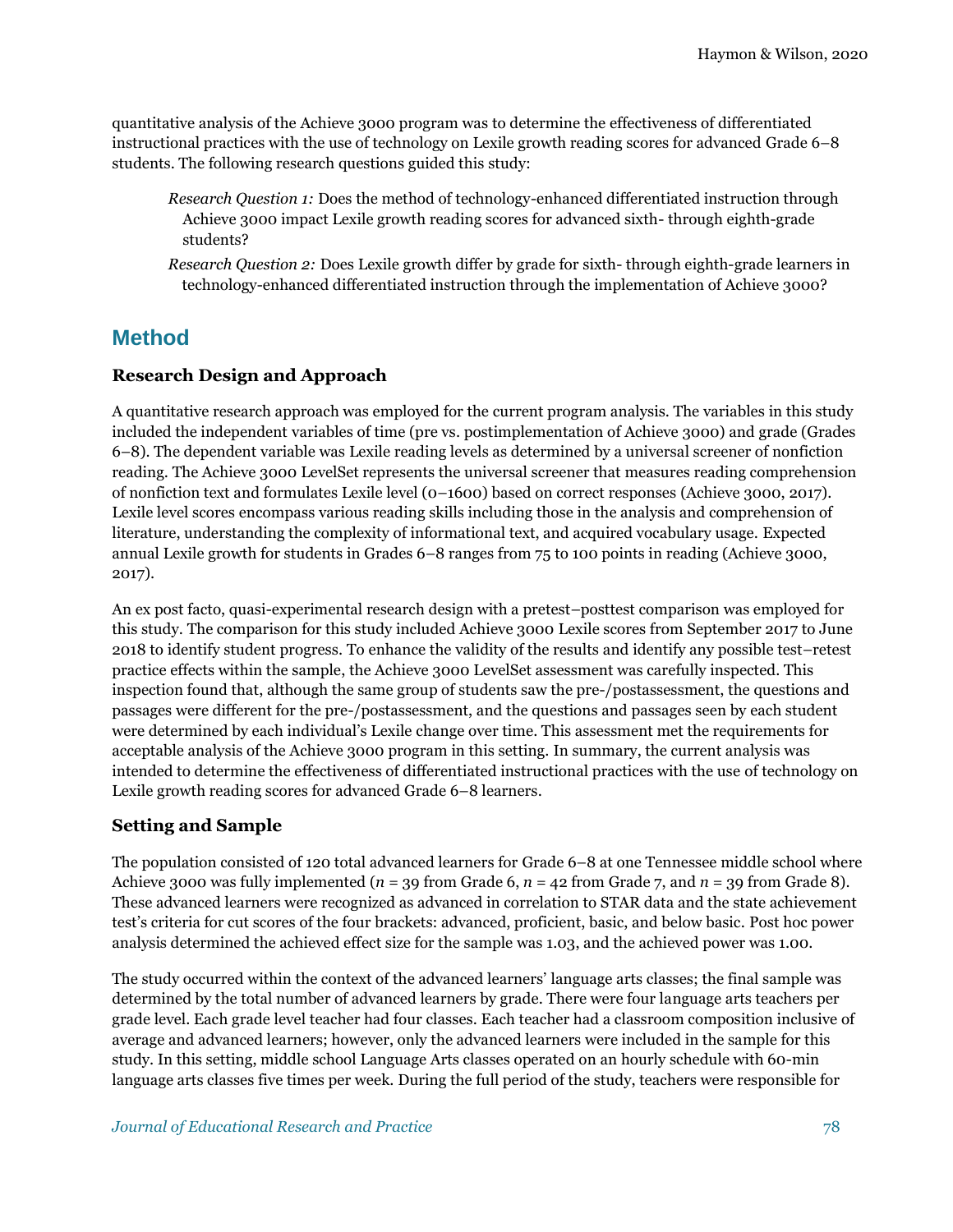quantitative analysis of the Achieve 3000 program was to determine the effectiveness of differentiated instructional practices with the use of technology on Lexile growth reading scores for advanced Grade 6–8 students. The following research questions guided this study:

> *Research Question 1:* Does the method of technology-enhanced differentiated instruction through Achieve 3000 impact Lexile growth reading scores for advanced sixth- through eighth-grade students?
>
> *Research Question 2:* Does Lexile growth differ by grade for sixth- through eighth-grade learners in technology-enhanced differentiated instruction through the implementation of Achieve 3000?

## Method

### Research Design and Approach

A quantitative research approach was employed for the current program analysis. The variables in this study included the independent variables of time (pre vs. postimplementation of Achieve 3000) and grade (Grades 6–8). The dependent variable was Lexile reading levels as determined by a universal screener of nonfiction reading. The Achieve 3000 LevelSet represents the universal screener that measures reading comprehension of nonfiction text and formulates Lexile level (0–1600) based on correct responses (Achieve 3000, 2017). Lexile level scores encompass various reading skills including those in the analysis and comprehension of literature, understanding the complexity of informational text, and acquired vocabulary usage. Expected annual Lexile growth for students in Grades 6–8 ranges from 75 to 100 points in reading (Achieve 3000, 2017).

An ex post facto, quasi-experimental research design with a pretest–posttest comparison was employed for this study. The comparison for this study included Achieve 3000 Lexile scores from September 2017 to June 2018 to identify student progress. To enhance the validity of the results and identify any possible test–retest practice effects within the sample, the Achieve 3000 LevelSet assessment was carefully inspected. This inspection found that, although the same group of students saw the pre-/postassessment, the questions and passages were different for the pre-/postassessment, and the questions and passages seen by each student were determined by each individual's Lexile change over time. This assessment met the requirements for acceptable analysis of the Achieve 3000 program in this setting. In summary, the current analysis was intended to determine the effectiveness of differentiated instructional practices with the use of technology on Lexile growth reading scores for advanced Grade 6–8 learners.

### Setting and Sample

The population consisted of 120 total advanced learners for Grade 6–8 at one Tennessee middle school where Achieve 3000 was fully implemented ($n$ = 39 from Grade 6, $n$ = 42 from Grade 7, and $n$ = 39 from Grade 8). These advanced learners were recognized as advanced in correlation to STAR data and the state achievement test's criteria for cut scores of the four brackets: advanced, proficient, basic, and below basic. Post hoc power analysis determined the achieved effect size for the sample was 1.03, and the achieved power was 1.00.

The study occurred within the context of the advanced learners' language arts classes; the final sample was determined by the total number of advanced learners by grade. There were four language arts teachers per grade level. Each grade level teacher had four classes. Each teacher had a classroom composition inclusive of average and advanced learners; however, only the advanced learners were included in the sample for this study. In this setting, middle school Language Arts classes operated on an hourly schedule with 60-min language arts classes five times per week. During the full period of the study, teachers were responsible for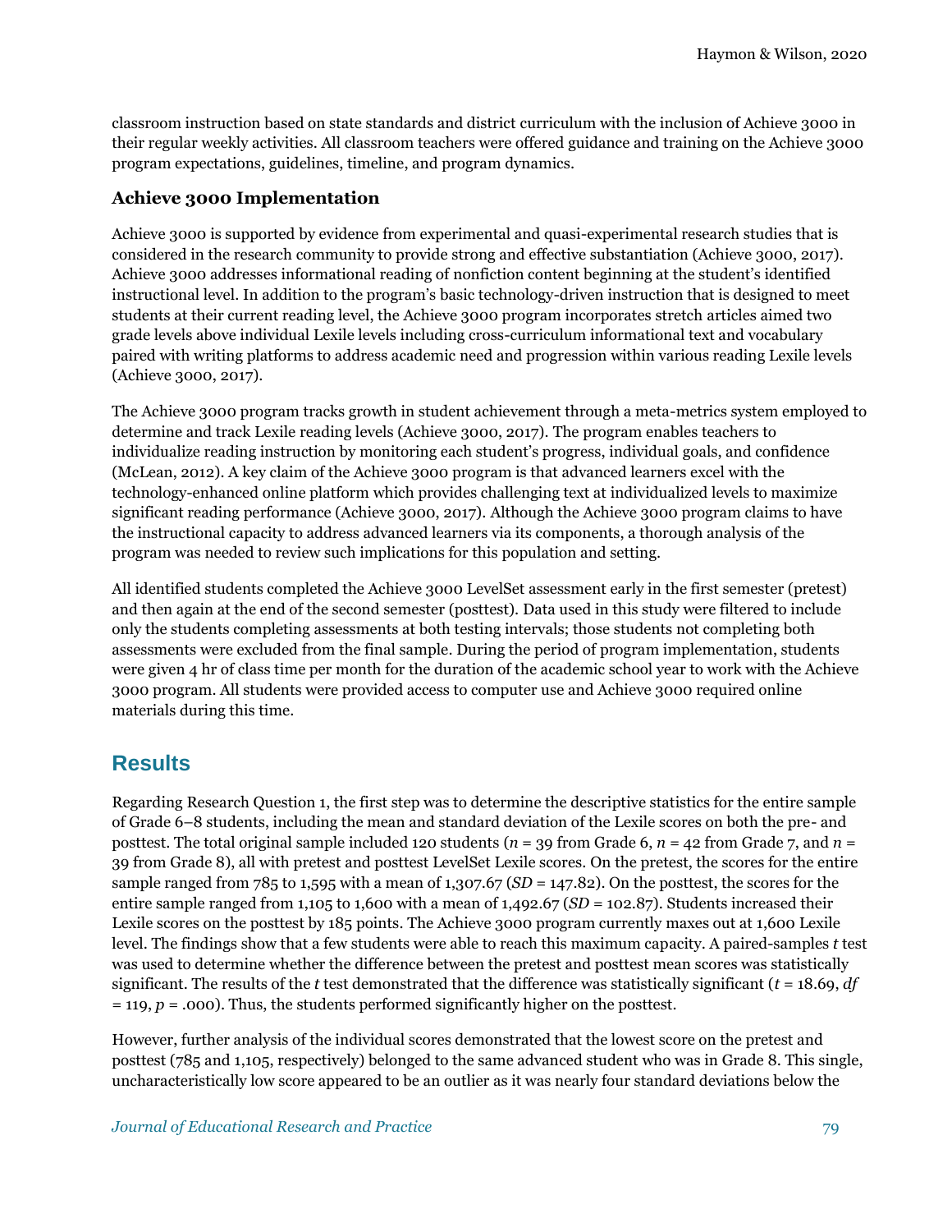classroom instruction based on state standards and district curriculum with the inclusion of Achieve 3000 in their regular weekly activities. All classroom teachers were offered guidance and training on the Achieve 3000 program expectations, guidelines, timeline, and program dynamics.

### Achieve 3000 Implementation

Achieve 3000 is supported by evidence from experimental and quasi-experimental research studies that is considered in the research community to provide strong and effective substantiation (Achieve 3000, 2017). Achieve 3000 addresses informational reading of nonfiction content beginning at the student's identified instructional level. In addition to the program's basic technology-driven instruction that is designed to meet students at their current reading level, the Achieve 3000 program incorporates stretch articles aimed two grade levels above individual Lexile levels including cross-curriculum informational text and vocabulary paired with writing platforms to address academic need and progression within various reading Lexile levels (Achieve 3000, 2017).

The Achieve 3000 program tracks growth in student achievement through a meta-metrics system employed to determine and track Lexile reading levels (Achieve 3000, 2017). The program enables teachers to individualize reading instruction by monitoring each student's progress, individual goals, and confidence (McLean, 2012). A key claim of the Achieve 3000 program is that advanced learners excel with the technology-enhanced online platform which provides challenging text at individualized levels to maximize significant reading performance (Achieve 3000, 2017). Although the Achieve 3000 program claims to have the instructional capacity to address advanced learners via its components, a thorough analysis of the program was needed to review such implications for this population and setting.

All identified students completed the Achieve 3000 LevelSet assessment early in the first semester (pretest) and then again at the end of the second semester (posttest). Data used in this study were filtered to include only the students completing assessments at both testing intervals; those students not completing both assessments were excluded from the final sample. During the period of program implementation, students were given 4 hr of class time per month for the duration of the academic school year to work with the Achieve 3000 program. All students were provided access to computer use and Achieve 3000 required online materials during this time.

## Results

Regarding Research Question 1, the first step was to determine the descriptive statistics for the entire sample of Grade 6–8 students, including the mean and standard deviation of the Lexile scores on both the pre- and posttest. The total original sample included 120 students ($n$ = 39 from Grade 6, $n$ = 42 from Grade 7, and $n$ = 39 from Grade 8), all with pretest and posttest LevelSet Lexile scores. On the pretest, the scores for the entire sample ranged from 785 to 1,595 with a mean of 1,307.67 ($SD$ = 147.82). On the posttest, the scores for the entire sample ranged from 1,105 to 1,600 with a mean of 1,492.67 ($SD$ = 102.87). Students increased their Lexile scores on the posttest by 185 points. The Achieve 3000 program currently maxes out at 1,600 Lexile level. The findings show that a few students were able to reach this maximum capacity. A paired-samples $t$ test was used to determine whether the difference between the pretest and posttest mean scores was statistically significant. The results of the $t$ test demonstrated that the difference was statistically significant ($t$ = 18.69, $df$ = 119, $p$ = .000). Thus, the students performed significantly higher on the posttest.

However, further analysis of the individual scores demonstrated that the lowest score on the pretest and posttest (785 and 1,105, respectively) belonged to the same advanced student who was in Grade 8. This single, uncharacteristically low score appeared to be an outlier as it was nearly four standard deviations below the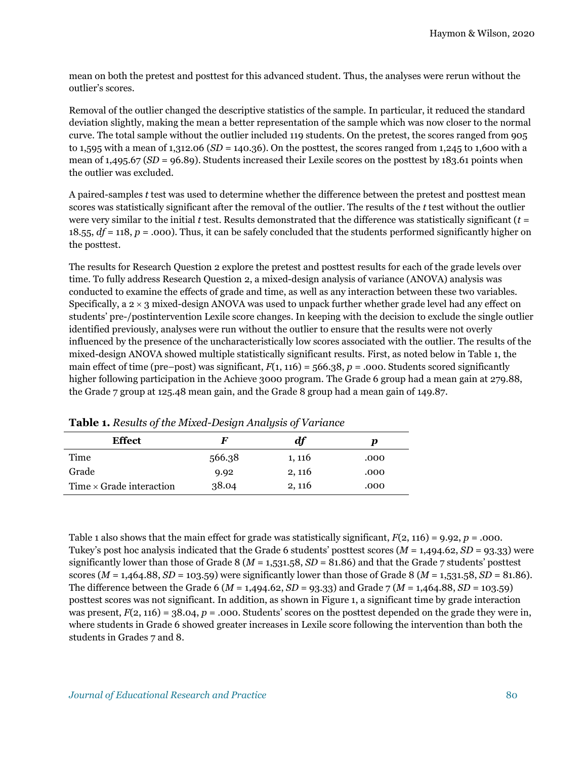mean on both the pretest and posttest for this advanced student. Thus, the analyses were rerun without the outlier's scores.

Removal of the outlier changed the descriptive statistics of the sample. In particular, it reduced the standard deviation slightly, making the mean a better representation of the sample which was now closer to the normal curve. The total sample without the outlier included 119 students. On the pretest, the scores ranged from 905 to 1,595 with a mean of 1,312.06 ($SD$ = 140.36). On the posttest, the scores ranged from 1,245 to 1,600 with a mean of 1,495.67 ($SD$ = 96.89). Students increased their Lexile scores on the posttest by 183.61 points when the outlier was excluded.

A paired-samples *t* test was used to determine whether the difference between the pretest and posttest mean scores was statistically significant after the removal of the outlier. The results of the *t* test without the outlier were very similar to the initial *t* test. Results demonstrated that the difference was statistically significant ($t$ = 18.55, $df$ = 118, $p$ = .000). Thus, it can be safely concluded that the students performed significantly higher on the posttest.

The results for Research Question 2 explore the pretest and posttest results for each of the grade levels over time. To fully address Research Question 2, a mixed-design analysis of variance (ANOVA) analysis was conducted to examine the effects of grade and time, as well as any interaction between these two variables. Specifically, a 2 × 3 mixed-design ANOVA was used to unpack further whether grade level had any effect on students' pre-/postintervention Lexile score changes. In keeping with the decision to exclude the single outlier identified previously, analyses were run without the outlier to ensure that the results were not overly influenced by the presence of the uncharacteristically low scores associated with the outlier. The results of the mixed-design ANOVA showed multiple statistically significant results. First, as noted below in Table 1, the main effect of time (pre–post) was significant, $F(1, 116)$ = 566.38, $p$ = .000. Students scored significantly higher following participation in the Achieve 3000 program. The Grade 6 group had a mean gain at 279.88, the Grade 7 group at 125.48 mean gain, and the Grade 8 group had a mean gain of 149.87.

**Table 1.** *Results of the Mixed-Design Analysis of Variance*

| Effect | *F* | *df* | *p* |
|---|---|---|---|
| Time | 566.38 | 1, 116 | .000 |
| Grade | 9.92 | 2, 116 | .000 |
| Time × Grade interaction | 38.04 | 2, 116 | .000 |

Table 1 also shows that the main effect for grade was statistically significant, $F(2, 116)$ = 9.92, $p$ = .000. Tukey's post hoc analysis indicated that the Grade 6 students' posttest scores ($M$ = 1,494.62, $SD$ = 93.33) were significantly lower than those of Grade 8 ($M$ = 1,531.58, $SD$ = 81.86) and that the Grade 7 students' posttest scores ($M$ = 1,464.88, $SD$ = 103.59) were significantly lower than those of Grade 8 ($M$ = 1,531.58, $SD$ = 81.86). The difference between the Grade 6 ($M$ = 1,494.62, $SD$ = 93.33) and Grade 7 ($M$ = 1,464.88, $SD$ = 103.59) posttest scores was not significant. In addition, as shown in Figure 1, a significant time by grade interaction was present, $F(2, 116)$ = 38.04, $p$ = .000. Students' scores on the posttest depended on the grade they were in, where students in Grade 6 showed greater increases in Lexile score following the intervention than both the students in Grades 7 and 8.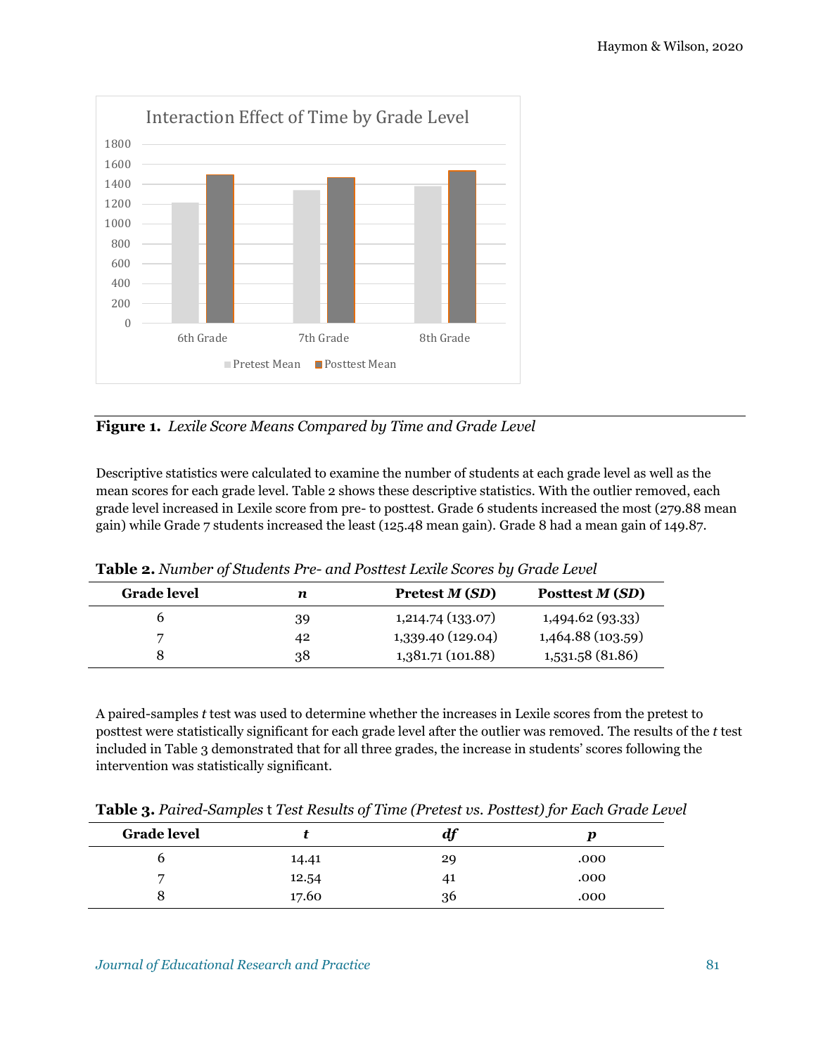**Figure 1.** *Lexile Score Means Compared by Time and Grade Level*

Descriptive statistics were calculated to examine the number of students at each grade level as well as the mean scores for each grade level. Table 2 shows these descriptive statistics. With the outlier removed, each grade level increased in Lexile score from pre- to posttest. Grade 6 students increased the most (279.88 mean gain) while Grade 7 students increased the least (125.48 mean gain). Grade 8 had a mean gain of 149.87.

**Table 2.** *Number of Students Pre- and Posttest Lexile Scores by Grade Level*

| Grade level | *n* | Pretest *M* (*SD*) | Posttest *M* (*SD*) |
|---|---|---|---|
| 6 | 39 | 1,214.74 (133.07) | 1,494.62 (93.33) |
| 7 | 42 | 1,339.40 (129.04) | 1,464.88 (103.59) |
| 8 | 38 | 1,381.71 (101.88) | 1,531.58 (81.86) |

A paired-samples *t* test was used to determine whether the increases in Lexile scores from the pretest to posttest were statistically significant for each grade level after the outlier was removed. The results of the *t* test included in Table 3 demonstrated that for all three grades, the increase in students' scores following the intervention was statistically significant.

**Table 3.** *Paired-Samples* t *Test Results of Time (Pretest vs. Posttest) for Each Grade Level*

| Grade level | *t* | *df* | *p* |
|---|---|---|---|
| 6 | 14.41 | 29 | .000 |
| 7 | 12.54 | 41 | .000 |
| 8 | 17.60 | 36 | .000 |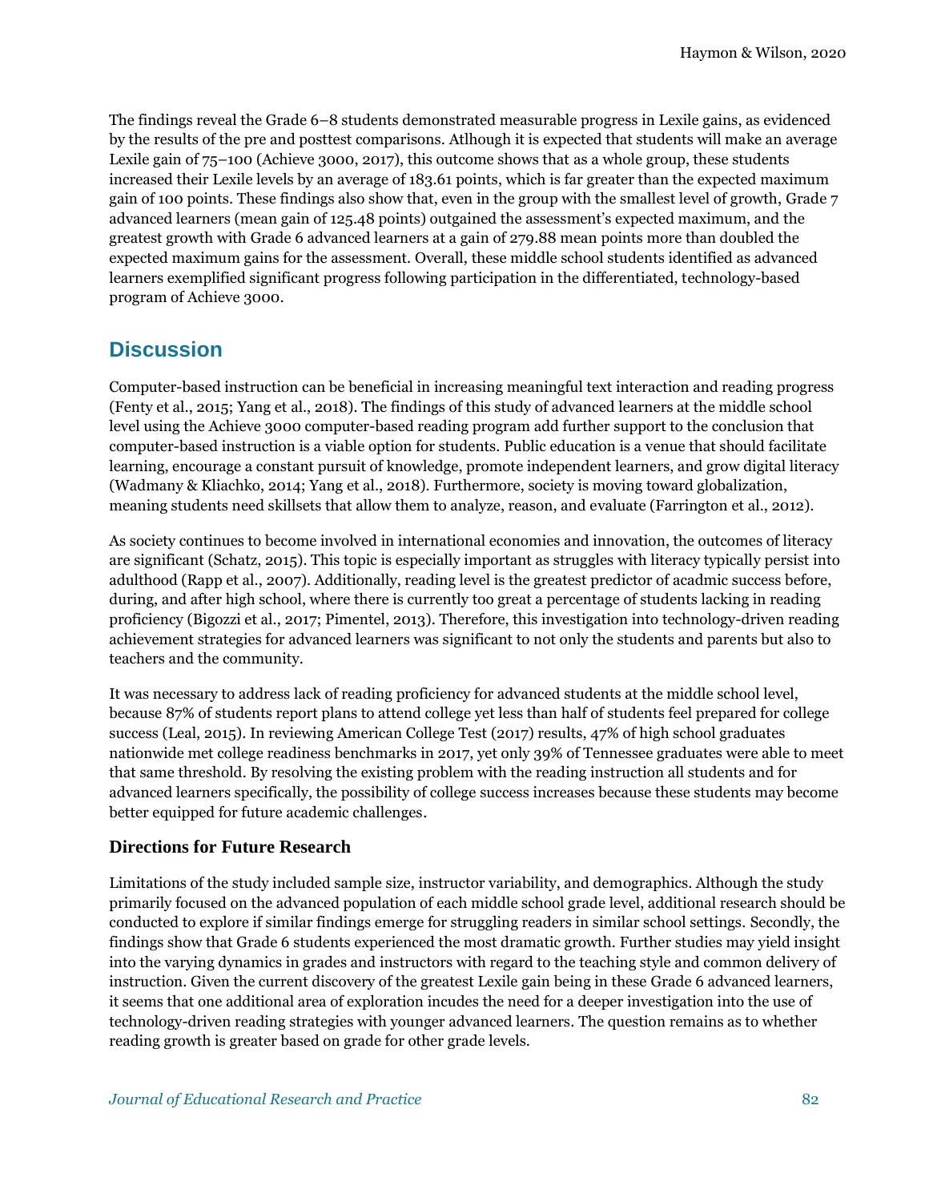The findings reveal the Grade 6–8 students demonstrated measurable progress in Lexile gains, as evidenced by the results of the pre and posttest comparisons. Atlhough it is expected that students will make an average Lexile gain of 75–100 (Achieve 3000, 2017), this outcome shows that as a whole group, these students increased their Lexile levels by an average of 183.61 points, which is far greater than the expected maximum gain of 100 points. These findings also show that, even in the group with the smallest level of growth, Grade 7 advanced learners (mean gain of 125.48 points) outgained the assessment's expected maximum, and the greatest growth with Grade 6 advanced learners at a gain of 279.88 mean points more than doubled the expected maximum gains for the assessment. Overall, these middle school students identified as advanced learners exemplified significant progress following participation in the differentiated, technology-based program of Achieve 3000.

## Discussion

Computer-based instruction can be beneficial in increasing meaningful text interaction and reading progress (Fenty et al., 2015; Yang et al., 2018). The findings of this study of advanced learners at the middle school level using the Achieve 3000 computer-based reading program add further support to the conclusion that computer-based instruction is a viable option for students. Public education is a venue that should facilitate learning, encourage a constant pursuit of knowledge, promote independent learners, and grow digital literacy (Wadmany & Kliachko, 2014; Yang et al., 2018). Furthermore, society is moving toward globalization, meaning students need skillsets that allow them to analyze, reason, and evaluate (Farrington et al., 2012).

As society continues to become involved in international economies and innovation, the outcomes of literacy are significant (Schatz, 2015). This topic is especially important as struggles with literacy typically persist into adulthood (Rapp et al., 2007). Additionally, reading level is the greatest predictor of acadmic success before, during, and after high school, where there is currently too great a percentage of students lacking in reading proficiency (Bigozzi et al., 2017; Pimentel, 2013). Therefore, this investigation into technology-driven reading achievement strategies for advanced learners was significant to not only the students and parents but also to teachers and the community.

It was necessary to address lack of reading proficiency for advanced students at the middle school level, because 87% of students report plans to attend college yet less than half of students feel prepared for college success (Leal, 2015). In reviewing American College Test (2017) results, 47% of high school graduates nationwide met college readiness benchmarks in 2017, yet only 39% of Tennessee graduates were able to meet that same threshold. By resolving the existing problem with the reading instruction all students and for advanced learners specifically, the possibility of college success increases because these students may become better equipped for future academic challenges.

### Directions for Future Research

Limitations of the study included sample size, instructor variability, and demographics. Although the study primarily focused on the advanced population of each middle school grade level, additional research should be conducted to explore if similar findings emerge for struggling readers in similar school settings. Secondly, the findings show that Grade 6 students experienced the most dramatic growth. Further studies may yield insight into the varying dynamics in grades and instructors with regard to the teaching style and common delivery of instruction. Given the current discovery of the greatest Lexile gain being in these Grade 6 advanced learners, it seems that one additional area of exploration incudes the need for a deeper investigation into the use of technology-driven reading strategies with younger advanced learners. The question remains as to whether reading growth is greater based on grade for other grade levels.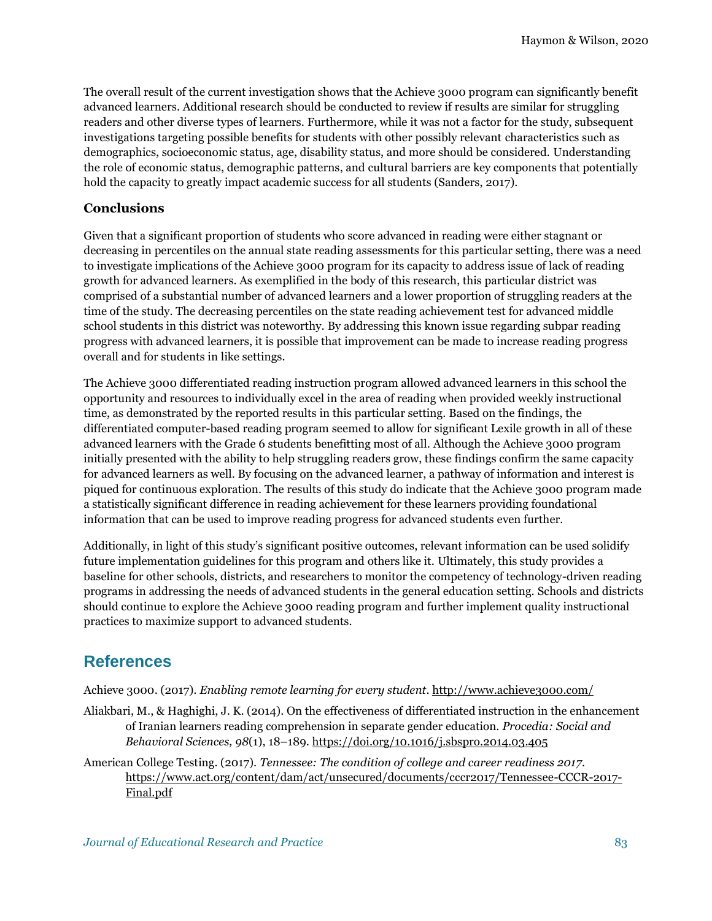The overall result of the current investigation shows that the Achieve 3000 program can significantly benefit advanced learners. Additional research should be conducted to review if results are similar for struggling readers and other diverse types of learners. Furthermore, while it was not a factor for the study, subsequent investigations targeting possible benefits for students with other possibly relevant characteristics such as demographics, socioeconomic status, age, disability status, and more should be considered. Understanding the role of economic status, demographic patterns, and cultural barriers are key components that potentially hold the capacity to greatly impact academic success for all students (Sanders, 2017).

### Conclusions

Given that a significant proportion of students who score advanced in reading were either stagnant or decreasing in percentiles on the annual state reading assessments for this particular setting, there was a need to investigate implications of the Achieve 3000 program for its capacity to address issue of lack of reading growth for advanced learners. As exemplified in the body of this research, this particular district was comprised of a substantial number of advanced learners and a lower proportion of struggling readers at the time of the study. The decreasing percentiles on the state reading achievement test for advanced middle school students in this district was noteworthy. By addressing this known issue regarding subpar reading progress with advanced learners, it is possible that improvement can be made to increase reading progress overall and for students in like settings.

The Achieve 3000 differentiated reading instruction program allowed advanced learners in this school the opportunity and resources to individually excel in the area of reading when provided weekly instructional time, as demonstrated by the reported results in this particular setting. Based on the findings, the differentiated computer-based reading program seemed to allow for significant Lexile growth in all of these advanced learners with the Grade 6 students benefitting most of all. Although the Achieve 3000 program initially presented with the ability to help struggling readers grow, these findings confirm the same capacity for advanced learners as well. By focusing on the advanced learner, a pathway of information and interest is piqued for continuous exploration. The results of this study do indicate that the Achieve 3000 program made a statistically significant difference in reading achievement for these learners providing foundational information that can be used to improve reading progress for advanced students even further.

Additionally, in light of this study's significant positive outcomes, relevant information can be used solidify future implementation guidelines for this program and others like it. Ultimately, this study provides a baseline for other schools, districts, and researchers to monitor the competency of technology-driven reading programs in addressing the needs of advanced students in the general education setting. Schools and districts should continue to explore the Achieve 3000 reading program and further implement quality instructional practices to maximize support to advanced students.

## References

Achieve 3000. (2017). *Enabling remote learning for every student*. http://www.achieve3000.com/

Aliakbari, M., & Haghighi, J. K. (2014). On the effectiveness of differentiated instruction in the enhancement of Iranian learners reading comprehension in separate gender education. *Procedia: Social and Behavioral Sciences, 98*(1), 18–189. https://doi.org/10.1016/j.sbspro.2014.03.405

American College Testing. (2017). *Tennessee: The condition of college and career readiness 2017*. https://www.act.org/content/dam/act/unsecured/documents/cccr2017/Tennessee-CCCR-2017-Final.pdf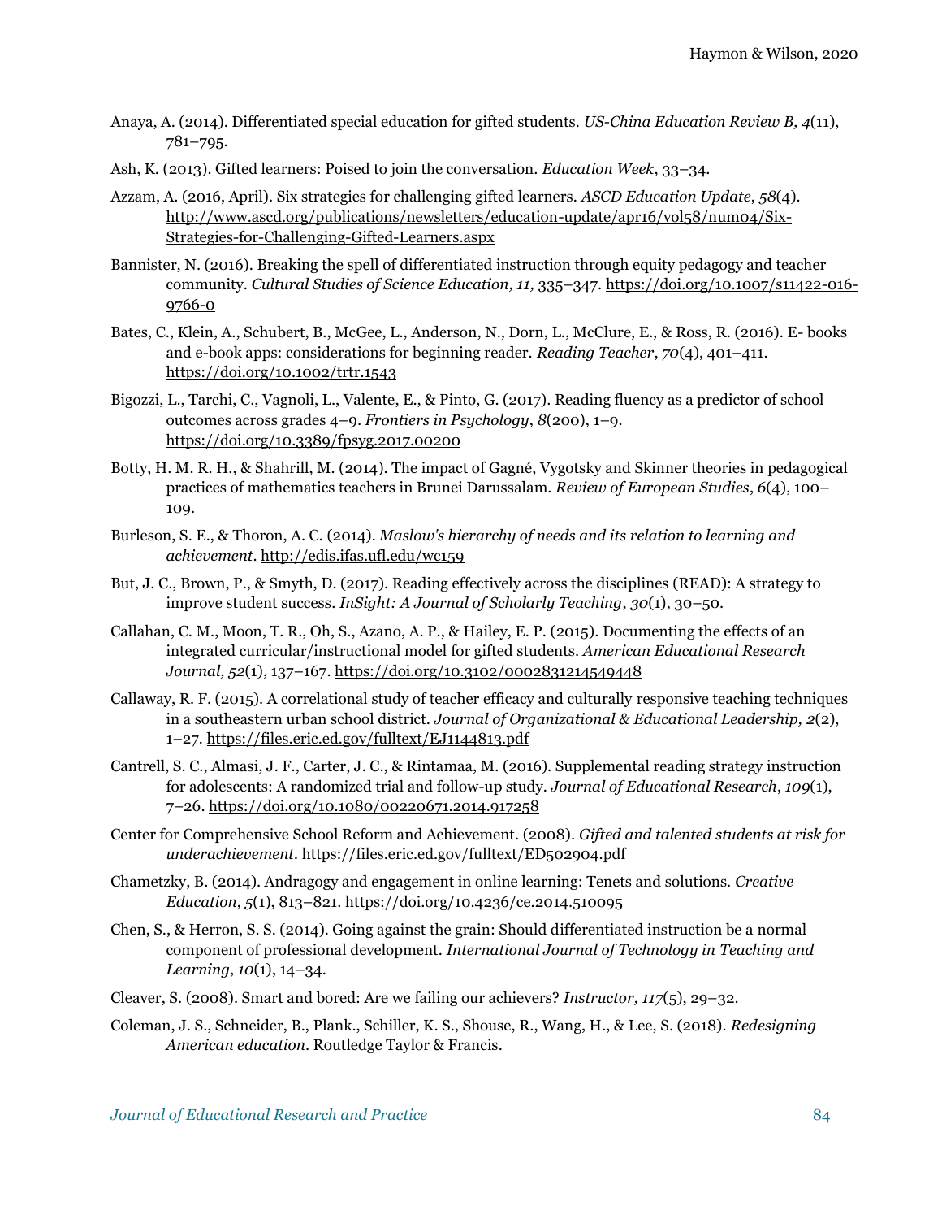Anaya, A. (2014). Differentiated special education for gifted students. *US-China Education Review B, 4*(11), 781–795.

Ash, K. (2013). Gifted learners: Poised to join the conversation. *Education Week*, 33–34.

Azzam, A. (2016, April). Six strategies for challenging gifted learners. *ASCD Education Update*, *58*(4). http://www.ascd.org/publications/newsletters/education-update/apr16/vol58/num04/Six-Strategies-for-Challenging-Gifted-Learners.aspx

Bannister, N. (2016). Breaking the spell of differentiated instruction through equity pedagogy and teacher community. *Cultural Studies of Science Education, 11,* 335–347. https://doi.org/10.1007/s11422-016-9766-0

Bates, C., Klein, A., Schubert, B., McGee, L., Anderson, N., Dorn, L., McClure, E., & Ross, R. (2016). E- books and e-book apps: considerations for beginning reader. *Reading Teacher*, *70*(4), 401–411. https://doi.org/10.1002/trtr.1543

Bigozzi, L., Tarchi, C., Vagnoli, L., Valente, E., & Pinto, G. (2017). Reading fluency as a predictor of school outcomes across grades 4–9. *Frontiers in Psychology*, *8*(200), 1–9. https://doi.org/10.3389/fpsyg.2017.00200

Botty, H. M. R. H., & Shahrill, M. (2014). The impact of Gagné, Vygotsky and Skinner theories in pedagogical practices of mathematics teachers in Brunei Darussalam. *Review of European Studies*, *6*(4), 100–109.

Burleson, S. E., & Thoron, A. C. (2014). *Maslow's hierarchy of needs and its relation to learning and achievement*. http://edis.ifas.ufl.edu/wc159

But, J. C., Brown, P., & Smyth, D. (2017). Reading effectively across the disciplines (READ): A strategy to improve student success. *InSight: A Journal of Scholarly Teaching*, *30*(1), 30–50.

Callahan, C. M., Moon, T. R., Oh, S., Azano, A. P., & Hailey, E. P. (2015). Documenting the effects of an integrated curricular/instructional model for gifted students. *American Educational Research Journal, 52*(1), 137–167. https://doi.org/10.3102/0002831214549448

Callaway, R. F. (2015). A correlational study of teacher efficacy and culturally responsive teaching techniques in a southeastern urban school district. *Journal of Organizational & Educational Leadership, 2*(2), 1–27. https://files.eric.ed.gov/fulltext/EJ1144813.pdf

Cantrell, S. C., Almasi, J. F., Carter, J. C., & Rintamaa, M. (2016). Supplemental reading strategy instruction for adolescents: A randomized trial and follow-up study. *Journal of Educational Research*, *109*(1), 7–26. https://doi.org/10.1080/00220671.2014.917258

Center for Comprehensive School Reform and Achievement. (2008). *Gifted and talented students at risk for underachievement*. https://files.eric.ed.gov/fulltext/ED502904.pdf

Chametzky, B. (2014). Andragogy and engagement in online learning: Tenets and solutions. *Creative Education, 5*(1), 813–821. https://doi.org/10.4236/ce.2014.510095

Chen, S., & Herron, S. S. (2014). Going against the grain: Should differentiated instruction be a normal component of professional development. *International Journal of Technology in Teaching and Learning*, *10*(1), 14–34.

Cleaver, S. (2008). Smart and bored: Are we failing our achievers? *Instructor, 117*(5), 29–32.

Coleman, J. S., Schneider, B., Plank., Schiller, K. S., Shouse, R., Wang, H., & Lee, S. (2018). *Redesigning American education*. Routledge Taylor & Francis.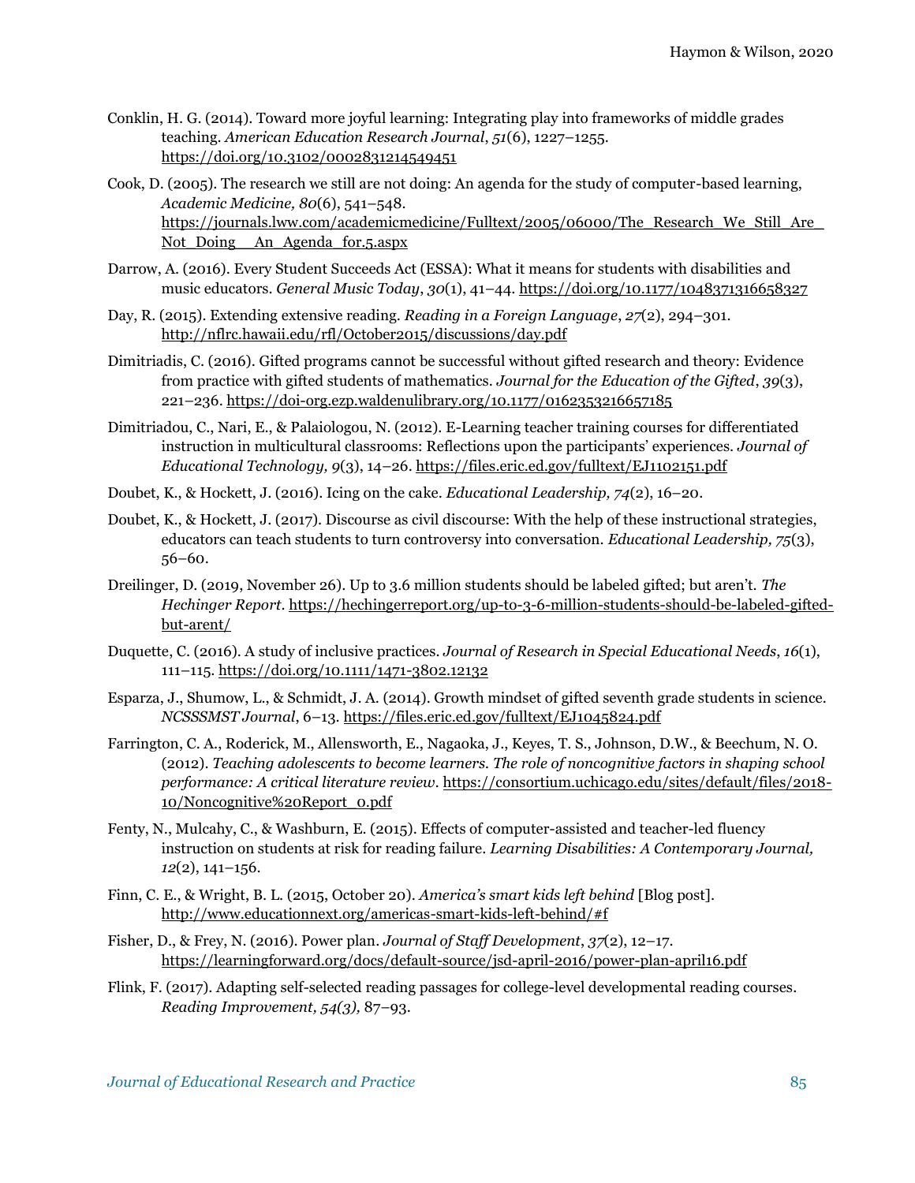Conklin, H. G. (2014). Toward more joyful learning: Integrating play into frameworks of middle grades teaching. *American Education Research Journal*, *51*(6), 1227–1255. https://doi.org/10.3102/0002831214549451

Cook, D. (2005). The research we still are not doing: An agenda for the study of computer-based learning, *Academic Medicine, 80*(6), 541–548. https://journals.lww.com/academicmedicine/Fulltext/2005/06000/The_Research_We_Still_Are_Not_Doing__An_Agenda_for.5.aspx

Darrow, A. (2016). Every Student Succeeds Act (ESSA): What it means for students with disabilities and music educators. *General Music Today*, *30*(1), 41–44. https://doi.org/10.1177/1048371316658327

Day, R. (2015). Extending extensive reading. *Reading in a Foreign Language*, *27*(2), 294–301. http://nflrc.hawaii.edu/rfl/October2015/discussions/day.pdf

Dimitriadis, C. (2016). Gifted programs cannot be successful without gifted research and theory: Evidence from practice with gifted students of mathematics. *Journal for the Education of the Gifted*, *39*(3), 221–236. https://doi-org.ezp.waldenulibrary.org/10.1177/0162353216657185

Dimitriadou, C., Nari, E., & Palaiologou, N. (2012). E-Learning teacher training courses for differentiated instruction in multicultural classrooms: Reflections upon the participants' experiences. *Journal of Educational Technology, 9*(3), 14–26. https://files.eric.ed.gov/fulltext/EJ1102151.pdf

Doubet, K., & Hockett, J. (2016). Icing on the cake. *Educational Leadership, 74*(2), 16–20.

Doubet, K., & Hockett, J. (2017). Discourse as civil discourse: With the help of these instructional strategies, educators can teach students to turn controversy into conversation. *Educational Leadership, 75*(3), 56–60.

Dreilinger, D. (2019, November 26). Up to 3.6 million students should be labeled gifted; but aren't. *The Hechinger Report*. https://hechingerreport.org/up-to-3-6-million-students-should-be-labeled-gifted-but-arent/

Duquette, C. (2016). A study of inclusive practices. *Journal of Research in Special Educational Needs*, *16*(1), 111–115. https://doi.org/10.1111/1471-3802.12132

Esparza, J., Shumow, L., & Schmidt, J. A. (2014). Growth mindset of gifted seventh grade students in science. *NCSSSMST Journal*, 6–13. https://files.eric.ed.gov/fulltext/EJ1045824.pdf

Farrington, C. A., Roderick, M., Allensworth, E., Nagaoka, J., Keyes, T. S., Johnson, D.W., & Beechum, N. O. (2012). *Teaching adolescents to become learners. The role of noncognitive factors in shaping school performance: A critical literature review*. https://consortium.uchicago.edu/sites/default/files/2018-10/Noncognitive%20Report_0.pdf

Fenty, N., Mulcahy, C., & Washburn, E. (2015). Effects of computer-assisted and teacher-led fluency instruction on students at risk for reading failure. *Learning Disabilities: A Contemporary Journal, 12*(2), 141–156.

Finn, C. E., & Wright, B. L. (2015, October 20). *America's smart kids left behind* [Blog post]. http://www.educationnext.org/americas-smart-kids-left-behind/#f

Fisher, D., & Frey, N. (2016). Power plan. *Journal of Staff Development*, *37*(2), 12–17. https://learningforward.org/docs/default-source/jsd-april-2016/power-plan-april16.pdf

Flink, F. (2017). Adapting self-selected reading passages for college-level developmental reading courses. *Reading Improvement, 54(3),* 87–93.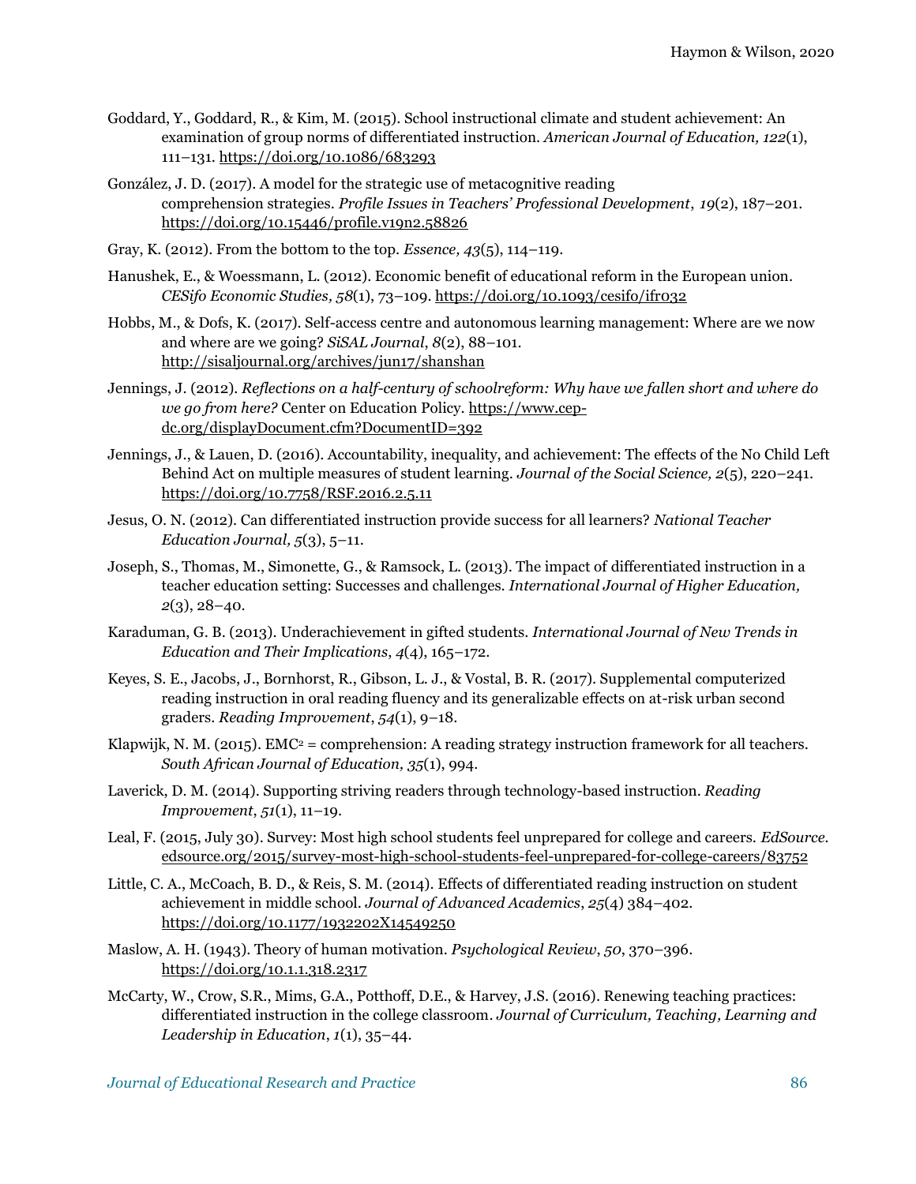Goddard, Y., Goddard, R., & Kim, M. (2015). School instructional climate and student achievement: An examination of group norms of differentiated instruction. *American Journal of Education, 122*(1), 111–131. https://doi.org/10.1086/683293

González, J. D. (2017). A model for the strategic use of metacognitive reading comprehension strategies. *Profile Issues in Teachers' Professional Development*, *19*(2), 187–201. https://doi.org/10.15446/profile.v19n2.58826

Gray, K. (2012). From the bottom to the top. *Essence, 43*(5), 114–119.

Hanushek, E., & Woessmann, L. (2012). Economic benefit of educational reform in the European union. *CESifo Economic Studies, 58*(1), 73–109. https://doi.org/10.1093/cesifo/ifr032

Hobbs, M., & Dofs, K. (2017). Self-access centre and autonomous learning management: Where are we now and where are we going? *SiSAL Journal*, *8*(2), 88–101. http://sisaljournal.org/archives/jun17/shanshan

Jennings, J. (2012). *Reflections on a half-century of schoolreform: Why have we fallen short and where do we go from here?* Center on Education Policy. https://www.cep-dc.org/displayDocument.cfm?DocumentID=392

Jennings, J., & Lauen, D. (2016). Accountability, inequality, and achievement: The effects of the No Child Left Behind Act on multiple measures of student learning. *Journal of the Social Science, 2*(5), 220–241. https://doi.org/10.7758/RSF.2016.2.5.11

Jesus, O. N. (2012). Can differentiated instruction provide success for all learners? *National Teacher Education Journal, 5*(3), 5–11.

Joseph, S., Thomas, M., Simonette, G., & Ramsock, L. (2013). The impact of differentiated instruction in a teacher education setting: Successes and challenges. *International Journal of Higher Education, 2*(3), 28–40.

Karaduman, G. B. (2013). Underachievement in gifted students. *International Journal of New Trends in Education and Their Implications*, *4*(4), 165–172.

Keyes, S. E., Jacobs, J., Bornhorst, R., Gibson, L. J., & Vostal, B. R. (2017). Supplemental computerized reading instruction in oral reading fluency and its generalizable effects on at-risk urban second graders. *Reading Improvement*, *54*(1), 9–18.

Klapwijk, N. M. (2015). $EMC^2$ = comprehension: A reading strategy instruction framework for all teachers. *South African Journal of Education, 35*(1), 994.

Laverick, D. M. (2014). Supporting striving readers through technology-based instruction. *Reading Improvement*, *51*(1), 11–19.

Leal, F. (2015, July 30). Survey: Most high school students feel unprepared for college and careers. *EdSource*. edsource.org/2015/survey-most-high-school-students-feel-unprepared-for-college-careers/83752

Little, C. A., McCoach, B. D., & Reis, S. M. (2014). Effects of differentiated reading instruction on student achievement in middle school. *Journal of Advanced Academics*, *25*(4) 384–402. https://doi.org/10.1177/1932202X14549250

Maslow, A. H. (1943). Theory of human motivation. *Psychological Review*, *50*, 370–396. https://doi.org/10.1.1.318.2317

McCarty, W., Crow, S.R., Mims, G.A., Potthoff, D.E., & Harvey, J.S. (2016). Renewing teaching practices: differentiated instruction in the college classroom. *Journal of Curriculum, Teaching, Learning and Leadership in Education*, *1*(1), 35–44.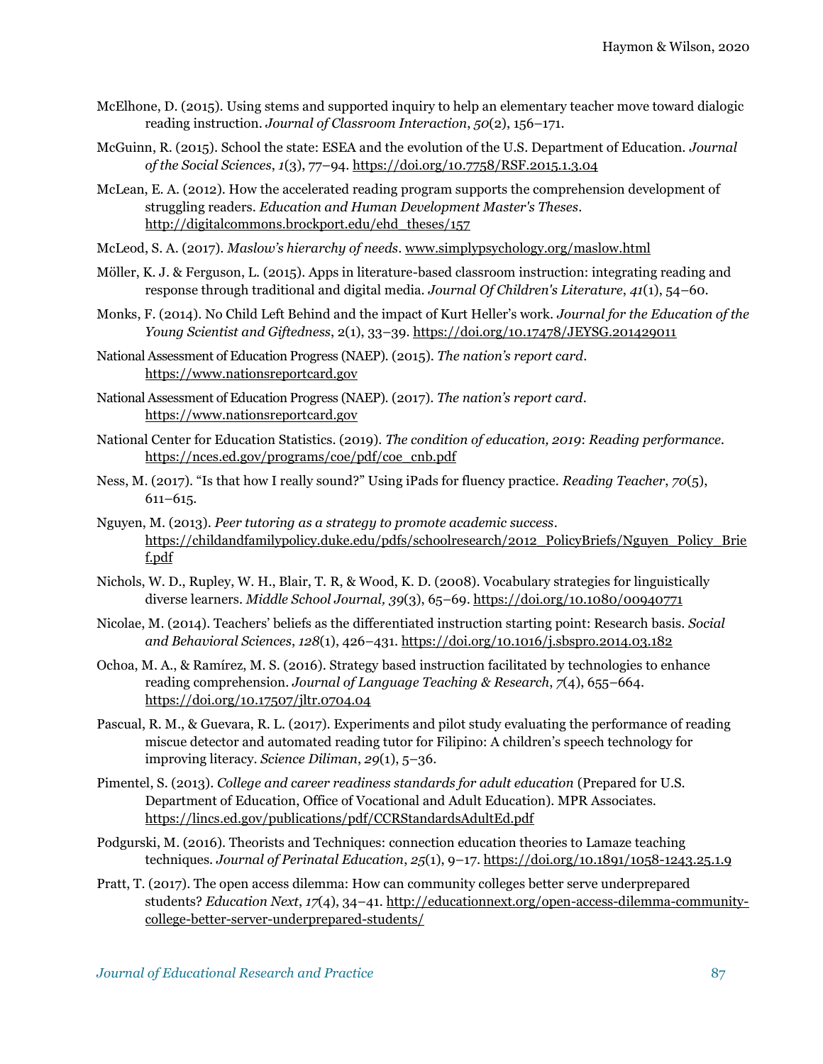McElhone, D. (2015). Using stems and supported inquiry to help an elementary teacher move toward dialogic reading instruction. *Journal of Classroom Interaction*, *50*(2), 156–171.

McGuinn, R. (2015). School the state: ESEA and the evolution of the U.S. Department of Education. *Journal of the Social Sciences*, *1*(3), 77–94. https://doi.org/10.7758/RSF.2015.1.3.04

McLean, E. A. (2012). How the accelerated reading program supports the comprehension development of struggling readers. *Education and Human Development Master's Theses*. http://digitalcommons.brockport.edu/ehd_theses/157

McLeod, S. A. (2017). *Maslow's hierarchy of needs*. www.simplypsychology.org/maslow.html

Möller, K. J. & Ferguson, L. (2015). Apps in literature-based classroom instruction: integrating reading and response through traditional and digital media. *Journal Of Children's Literature*, *41*(1), 54–60.

Monks, F. (2014). No Child Left Behind and the impact of Kurt Heller's work. *Journal for the Education of the Young Scientist and Giftedness*, 2(1), 33–39. https://doi.org/10.17478/JEYSG.201429011

National Assessment of Education Progress (NAEP). (2015). *The nation's report card*. https://www.nationsreportcard.gov

National Assessment of Education Progress (NAEP). (2017). *The nation's report card*. https://www.nationsreportcard.gov

National Center for Education Statistics. (2019). *The condition of education, 2019*: *Reading performance*. https://nces.ed.gov/programs/coe/pdf/coe_cnb.pdf

Ness, M. (2017). "Is that how I really sound?" Using iPads for fluency practice. *Reading Teacher*, *70*(5), 611–615.

Nguyen, M. (2013). *Peer tutoring as a strategy to promote academic success*. https://childandfamilypolicy.duke.edu/pdfs/schoolresearch/2012_PolicyBriefs/Nguyen_Policy_Brief.pdf

Nichols, W. D., Rupley, W. H., Blair, T. R, & Wood, K. D. (2008). Vocabulary strategies for linguistically diverse learners. *Middle School Journal, 39*(3), 65–69. https://doi.org/10.1080/00940771

Nicolae, M. (2014). Teachers' beliefs as the differentiated instruction starting point: Research basis. *Social and Behavioral Sciences*, *128*(1), 426–431. https://doi.org/10.1016/j.sbspro.2014.03.182

Ochoa, M. A., & Ramírez, M. S. (2016). Strategy based instruction facilitated by technologies to enhance reading comprehension. *Journal of Language Teaching & Research*, *7*(4), 655–664. https://doi.org/10.17507/jltr.0704.04

Pascual, R. M., & Guevara, R. L. (2017). Experiments and pilot study evaluating the performance of reading miscue detector and automated reading tutor for Filipino: A children's speech technology for improving literacy. *Science Diliman*, *29*(1), 5–36.

Pimentel, S. (2013). *College and career readiness standards for adult education* (Prepared for U.S. Department of Education, Office of Vocational and Adult Education). MPR Associates. https://lincs.ed.gov/publications/pdf/CCRStandardsAdultEd.pdf

Podgurski, M. (2016). Theorists and Techniques: connection education theories to Lamaze teaching techniques. *Journal of Perinatal Education*, *25*(1), 9–17. https://doi.org/10.1891/1058-1243.25.1.9

Pratt, T. (2017). The open access dilemma: How can community colleges better serve underprepared students? *Education Next*, *17*(4), 34–41. http://educationnext.org/open-access-dilemma-community-college-better-server-underprepared-students/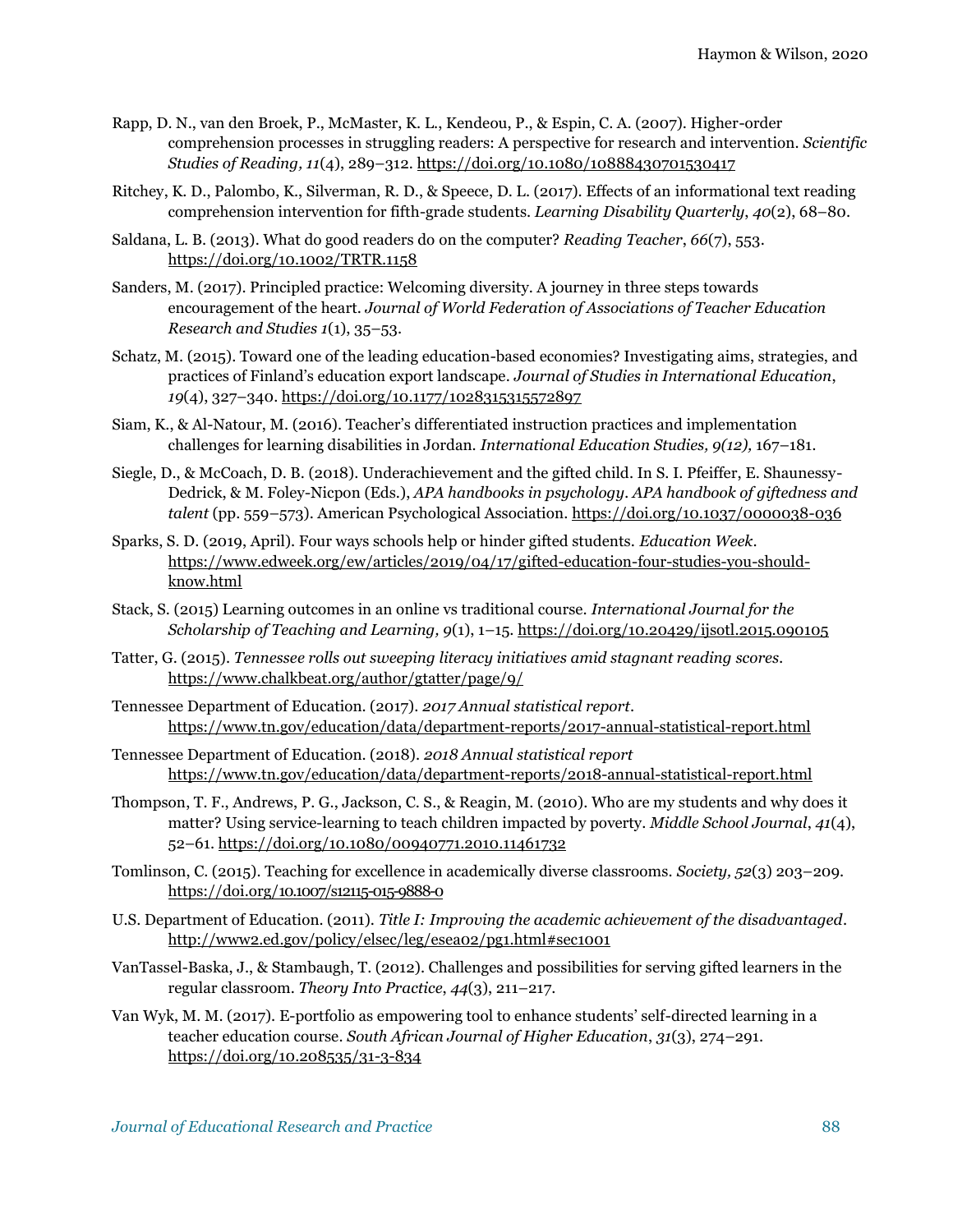Rapp, D. N., van den Broek, P., McMaster, K. L., Kendeou, P., & Espin, C. A. (2007). Higher-order comprehension processes in struggling readers: A perspective for research and intervention. *Scientific Studies of Reading, 11*(4), 289–312. https://doi.org/10.1080/10888430701530417

Ritchey, K. D., Palombo, K., Silverman, R. D., & Speece, D. L. (2017). Effects of an informational text reading comprehension intervention for fifth-grade students. *Learning Disability Quarterly*, *40*(2), 68–80.

Saldana, L. B. (2013). What do good readers do on the computer? *Reading Teacher*, *66*(7), 553. https://doi.org/10.1002/TRTR.1158

Sanders, M. (2017). Principled practice: Welcoming diversity. A journey in three steps towards encouragement of the heart. *Journal of World Federation of Associations of Teacher Education Research and Studies 1*(1), 35–53.

Schatz, M. (2015). Toward one of the leading education-based economies? Investigating aims, strategies, and practices of Finland's education export landscape. *Journal of Studies in International Education*, *19*(4), 327–340. https://doi.org/10.1177/1028315315572897

Siam, K., & Al-Natour, M. (2016). Teacher's differentiated instruction practices and implementation challenges for learning disabilities in Jordan. *International Education Studies, 9(12),* 167–181.

Siegle, D., & McCoach, D. B. (2018). Underachievement and the gifted child. In S. I. Pfeiffer, E. Shaunessy-Dedrick, & M. Foley-Nicpon (Eds.), *APA handbooks in psychology. APA handbook of giftedness and talent* (pp. 559–573). American Psychological Association. https://doi.org/10.1037/0000038-036

Sparks, S. D. (2019, April). Four ways schools help or hinder gifted students. *Education Week*. https://www.edweek.org/ew/articles/2019/04/17/gifted-education-four-studies-you-should-know.html

Stack, S. (2015) Learning outcomes in an online vs traditional course. *International Journal for the Scholarship of Teaching and Learning, 9*(1), 1–15. https://doi.org/10.20429/ijsotl.2015.090105

Tatter, G. (2015). *Tennessee rolls out sweeping literacy initiatives amid stagnant reading scores.* https://www.chalkbeat.org/author/gtatter/page/9/

Tennessee Department of Education. (2017). *2017 Annual statistical report*. https://www.tn.gov/education/data/department-reports/2017-annual-statistical-report.html

Tennessee Department of Education. (2018). *2018 Annual statistical report* https://www.tn.gov/education/data/department-reports/2018-annual-statistical-report.html

Thompson, T. F., Andrews, P. G., Jackson, C. S., & Reagin, M. (2010). Who are my students and why does it matter? Using service-learning to teach children impacted by poverty. *Middle School Journal*, *41*(4), 52–61. https://doi.org/10.1080/00940771.2010.11461732

Tomlinson, C. (2015). Teaching for excellence in academically diverse classrooms. *Society, 52*(3) 203–209. https://doi.org/10.1007/s12115-015-9888-0

U.S. Department of Education. (2011). *Title I: Improving the academic achievement of the disadvantaged*. http://www2.ed.gov/policy/elsec/leg/esea02/pg1.html#sec1001

VanTassel-Baska, J., & Stambaugh, T. (2012). Challenges and possibilities for serving gifted learners in the regular classroom. *Theory Into Practice*, *44*(3), 211–217.

Van Wyk, M. M. (2017). E-portfolio as empowering tool to enhance students' self-directed learning in a teacher education course. *South African Journal of Higher Education*, *31*(3), 274–291. https://doi.org/10.208535/31-3-834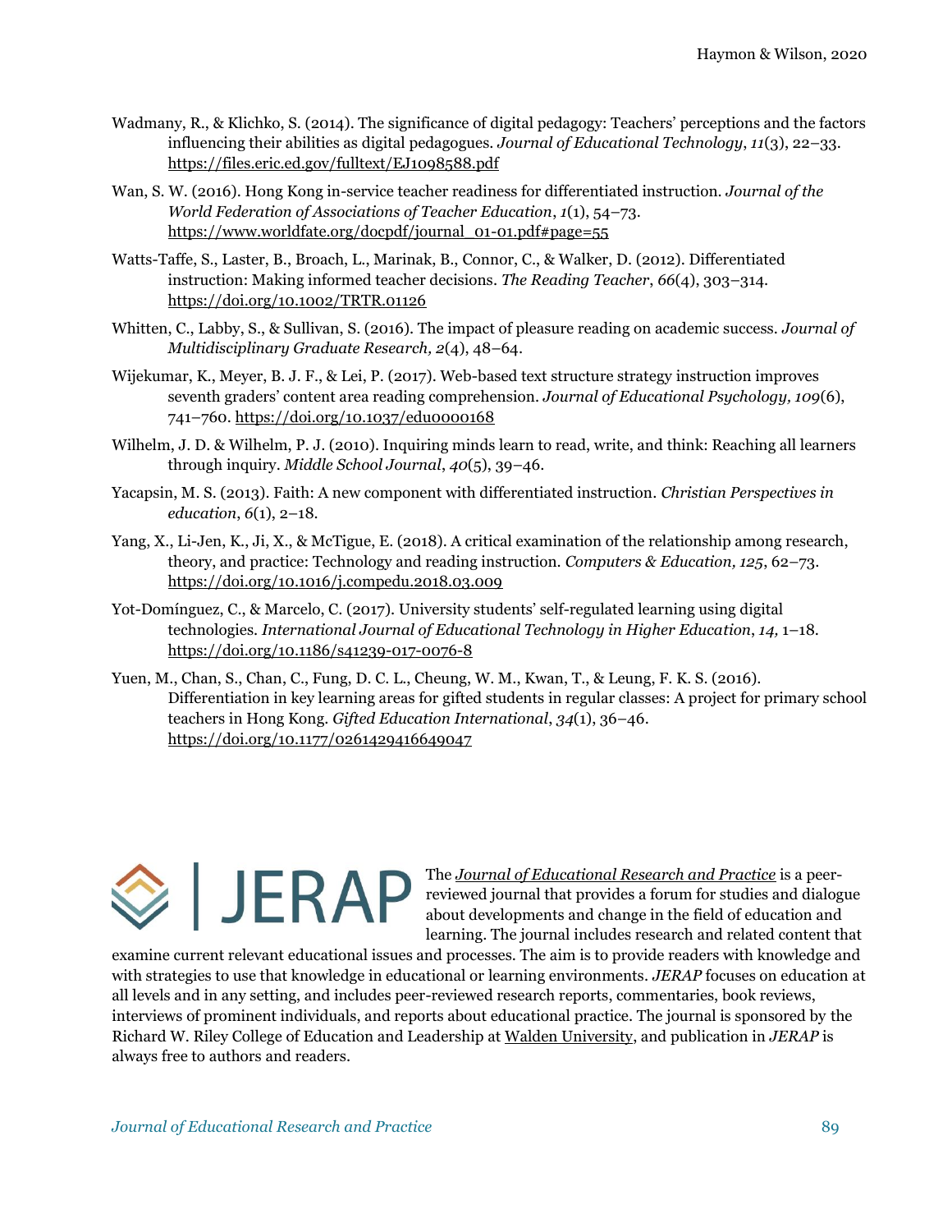Wadmany, R., & Klichko, S. (2014). The significance of digital pedagogy: Teachers' perceptions and the factors influencing their abilities as digital pedagogues. *Journal of Educational Technology*, *11*(3), 22–33. https://files.eric.ed.gov/fulltext/EJ1098588.pdf

Wan, S. W. (2016). Hong Kong in-service teacher readiness for differentiated instruction. *Journal of the World Federation of Associations of Teacher Education*, *1*(1), 54–73. https://www.worldfate.org/docpdf/journal_01-01.pdf#page=55

Watts-Taffe, S., Laster, B., Broach, L., Marinak, B., Connor, C., & Walker, D. (2012). Differentiated instruction: Making informed teacher decisions. *The Reading Teacher*, *66*(4), 303–314. https://doi.org/10.1002/TRTR.01126

Whitten, C., Labby, S., & Sullivan, S. (2016). The impact of pleasure reading on academic success. *Journal of Multidisciplinary Graduate Research, 2*(4), 48–64.

Wijekumar, K., Meyer, B. J. F., & Lei, P. (2017). Web-based text structure strategy instruction improves seventh graders' content area reading comprehension. *Journal of Educational Psychology, 109*(6), 741–760. https://doi.org/10.1037/edu0000168

Wilhelm, J. D. & Wilhelm, P. J. (2010). Inquiring minds learn to read, write, and think: Reaching all learners through inquiry. *Middle School Journal*, *40*(5), 39–46.

Yacapsin, M. S. (2013). Faith: A new component with differentiated instruction. *Christian Perspectives in education*, *6*(1), 2–18.

Yang, X., Li-Jen, K., Ji, X., & McTigue, E. (2018). A critical examination of the relationship among research, theory, and practice: Technology and reading instruction. *Computers & Education, 125*, 62–73. https://doi.org/10.1016/j.compedu.2018.03.009

Yot-Domínguez, C., & Marcelo, C. (2017). University students' self-regulated learning using digital technologies. *International Journal of Educational Technology in Higher Education*, *14,* 1–18. https://doi.org/10.1186/s41239-017-0076-8

Yuen, M., Chan, S., Chan, C., Fung, D. C. L., Cheung, W. M., Kwan, T., & Leung, F. K. S. (2016). Differentiation in key learning areas for gifted students in regular classes: A project for primary school teachers in Hong Kong. *Gifted Education International*, *34*(1), 36–46. https://doi.org/10.1177/0261429416649047

| JERAP

The *Journal of Educational Research and Practice* is a peer-reviewed journal that provides a forum for studies and dialogue about developments and change in the field of education and learning. The journal includes research and related content that examine current relevant educational issues and processes. The aim is to provide readers with knowledge and with strategies to use that knowledge in educational or learning environments. *JERAP* focuses on education at all levels and in any setting, and includes peer-reviewed research reports, commentaries, book reviews, interviews of prominent individuals, and reports about educational practice. The journal is sponsored by the Richard W. Riley College of Education and Leadership at Walden University, and publication in *JERAP* is always free to authors and readers.